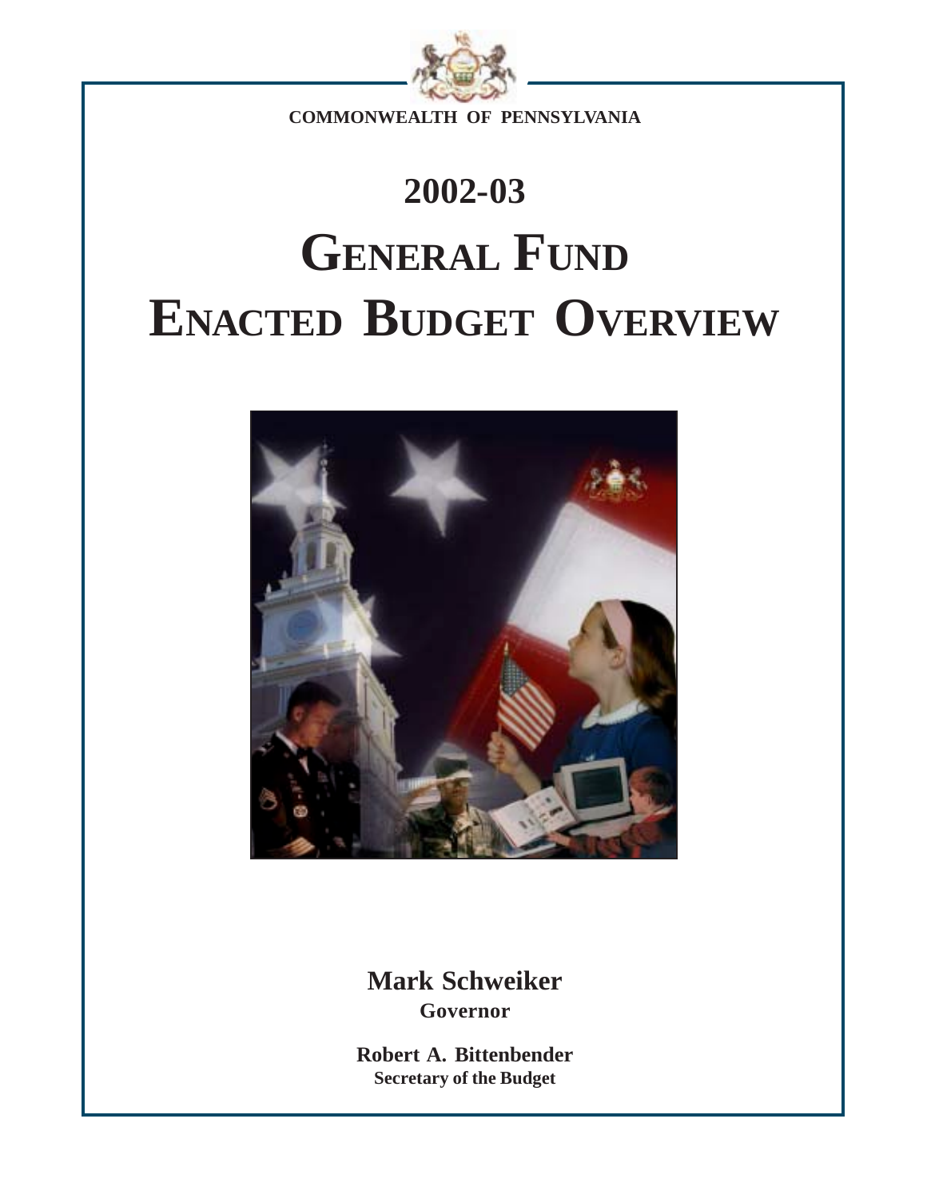COMMONWEALTH OF PENNSYLVANIA

# 2002-03

# GENERAL FUND ENACTED BUDGET OVERVIEW

**Mark Schweiker**
**Governor**

**Robert A. Bittenbender**
**Secretary of the Budget**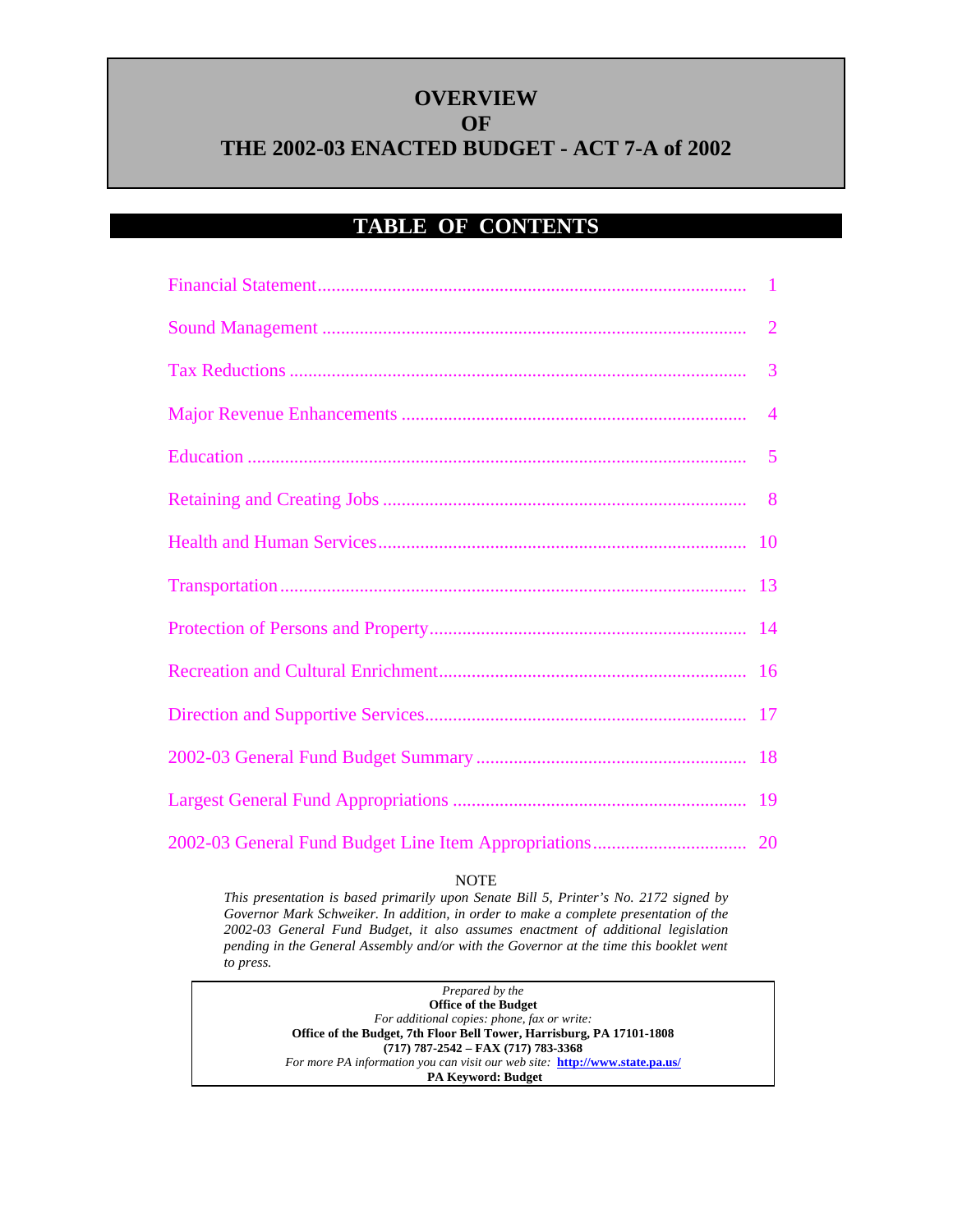# OVERVIEW OF THE 2002-03 ENACTED BUDGET - ACT 7-A of 2002

## TABLE OF CONTENTS

| | |
|---|---|
| Financial Statement | 1 |
| Sound Management | 2 |
| Tax Reductions | 3 |
| Major Revenue Enhancements | 4 |
| Education | 5 |
| Retaining and Creating Jobs | 8 |
| Health and Human Services | 10 |
| Transportation | 13 |
| Protection of Persons and Property | 14 |
| Recreation and Cultural Enrichment | 16 |
| Direction and Supportive Services | 17 |
| 2002-03 General Fund Budget Summary | 18 |
| Largest General Fund Appropriations | 19 |
| 2002-03 General Fund Budget Line Item Appropriations | 20 |

NOTE

*This presentation is based primarily upon Senate Bill 5, Printer's No. 2172 signed by Governor Mark Schweiker. In addition, in order to make a complete presentation of the 2002-03 General Fund Budget, it also assumes enactment of additional legislation pending in the General Assembly and/or with the Governor at the time this booklet went to press.*

*Prepared by the*
**Office of the Budget**
*For additional copies: phone, fax or write:*
**Office of the Budget, 7th Floor Bell Tower, Harrisburg, PA 17101-1808**
**(717) 787-2542 – FAX (717) 783-3368**
*For more PA information you can visit our web site:* **http://www.state.pa.us/**
**PA Keyword: Budget**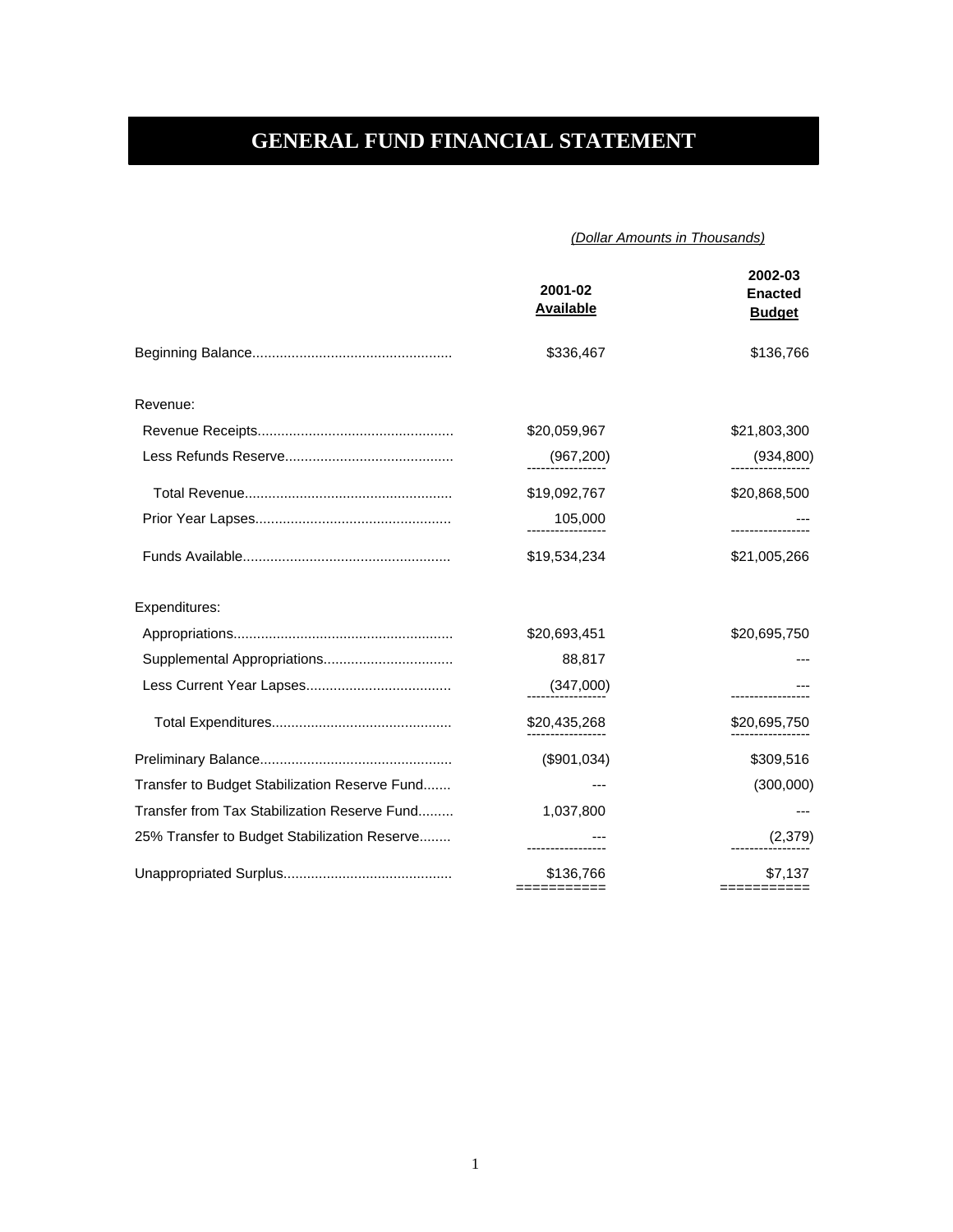# GENERAL FUND FINANCIAL STATEMENT

*(Dollar Amounts in Thousands)*

| | 2001-02 Available | 2002-03 Enacted Budget |
|---|---|---|
| Beginning Balance | $336,467 | $136,766 |
| Revenue: | | |
| Revenue Receipts | $20,059,967 | $21,803,300 |
| Less Refunds Reserve | (967,200) | (934,800) |
| Total Revenue | $19,092,767 | $20,868,500 |
| Prior Year Lapses | 105,000 | --- |
| Funds Available | $19,534,234 | $21,005,266 |
| Expenditures: | | |
| Appropriations | $20,693,451 | $20,695,750 |
| Supplemental Appropriations | 88,817 | --- |
| Less Current Year Lapses | (347,000) | --- |
| Total Expenditures | $20,435,268 | $20,695,750 |
| Preliminary Balance | ($901,034) | $309,516 |
| Transfer to Budget Stabilization Reserve Fund | --- | (300,000) |
| Transfer from Tax Stabilization Reserve Fund | 1,037,800 | --- |
| 25% Transfer to Budget Stabilization Reserve | --- | (2,379) |
| Unappropriated Surplus | $136,766 | $7,137 |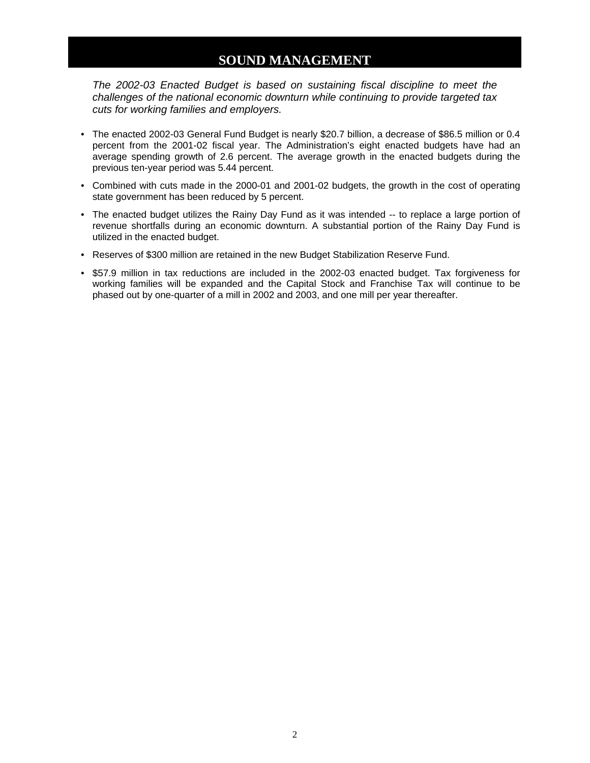# SOUND MANAGEMENT

*The 2002-03 Enacted Budget is based on sustaining fiscal discipline to meet the challenges of the national economic downturn while continuing to provide targeted tax cuts for working families and employers.*

- The enacted 2002-03 General Fund Budget is nearly $20.7 billion, a decrease of $86.5 million or 0.4 percent from the 2001-02 fiscal year. The Administration's eight enacted budgets have had an average spending growth of 2.6 percent. The average growth in the enacted budgets during the previous ten-year period was 5.44 percent.
- Combined with cuts made in the 2000-01 and 2001-02 budgets, the growth in the cost of operating state government has been reduced by 5 percent.
- The enacted budget utilizes the Rainy Day Fund as it was intended -- to replace a large portion of revenue shortfalls during an economic downturn. A substantial portion of the Rainy Day Fund is utilized in the enacted budget.
- Reserves of $300 million are retained in the new Budget Stabilization Reserve Fund.
- $57.9 million in tax reductions are included in the 2002-03 enacted budget. Tax forgiveness for working families will be expanded and the Capital Stock and Franchise Tax will continue to be phased out by one-quarter of a mill in 2002 and 2003, and one mill per year thereafter.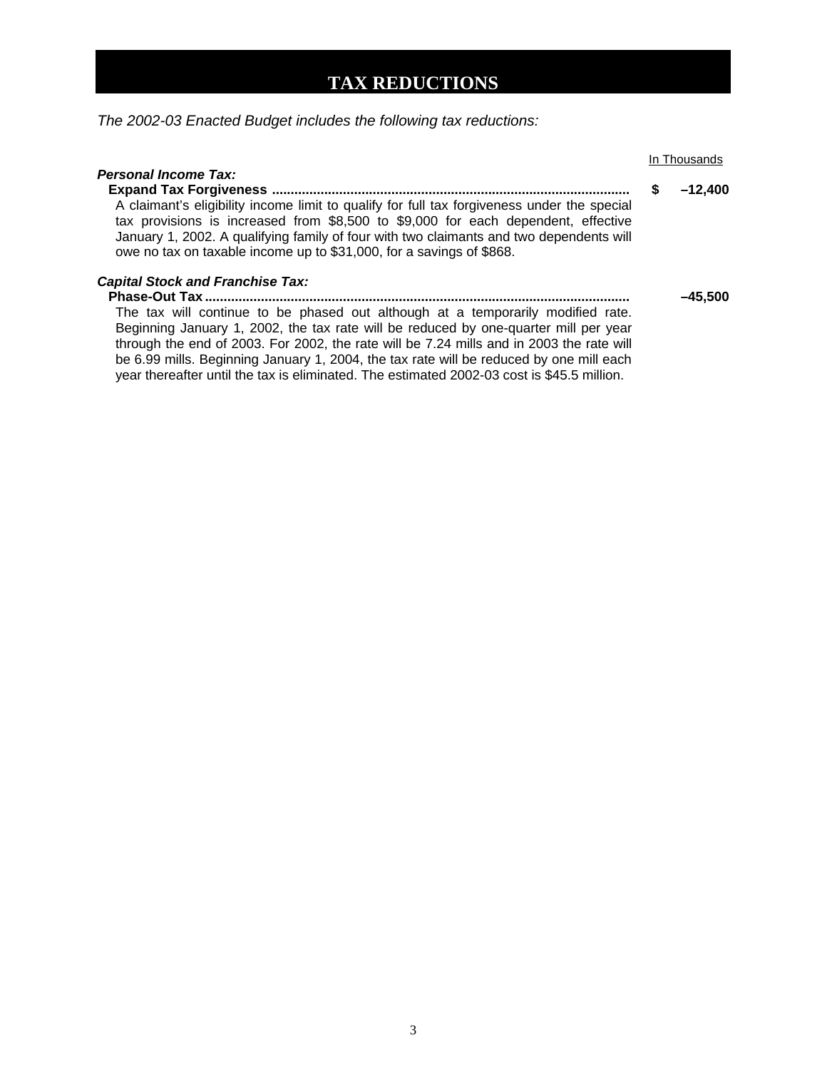# TAX REDUCTIONS

*The 2002-03 Enacted Budget includes the following tax reductions:*

| | In Thousands |
|---|---|
| ***Personal Income Tax:*** | |
| **Expand Tax Forgiveness** | **$ –12,400** |
| A claimant's eligibility income limit to qualify for full tax forgiveness under the special tax provisions is increased from $8,500 to $9,000 for each dependent, effective January 1, 2002. A qualifying family of four with two claimants and two dependents will owe no tax on taxable income up to $31,000, for a savings of $868. | |
| ***Capital Stock and Franchise Tax:*** | |
| **Phase-Out Tax** | **–45,500** |
| The tax will continue to be phased out although at a temporarily modified rate. Beginning January 1, 2002, the tax rate will be reduced by one-quarter mill per year through the end of 2003. For 2002, the rate will be 7.24 mills and in 2003 the rate will be 6.99 mills. Beginning January 1, 2004, the tax rate will be reduced by one mill each year thereafter until the tax is eliminated. The estimated 2002-03 cost is $45.5 million. | |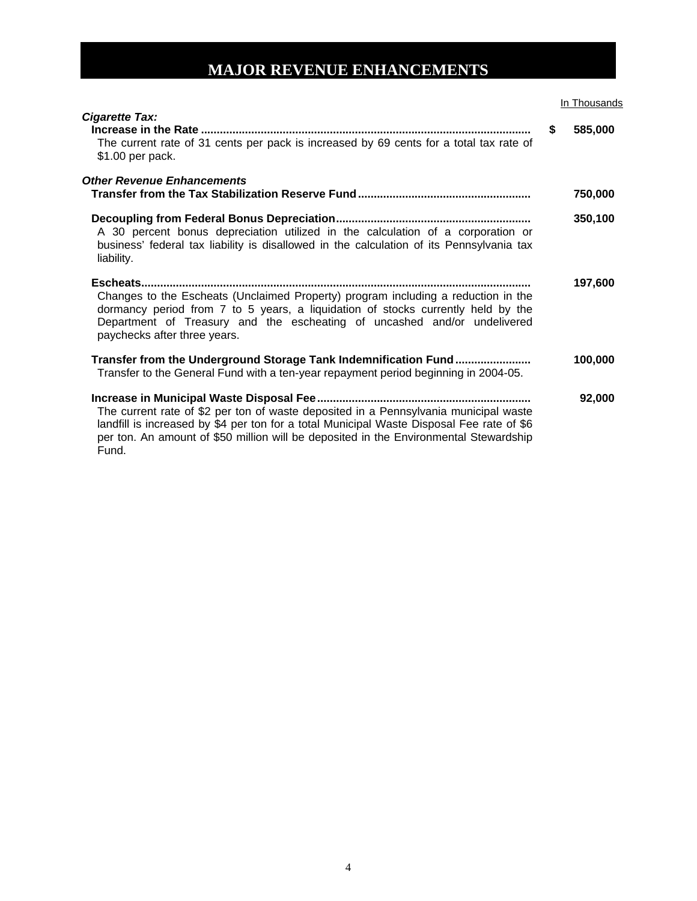# MAJOR REVENUE ENHANCEMENTS

In Thousands

***Cigarette Tax:***

**Increase in the Rate** .......................................................................... $ 585,000

The current rate of 31 cents per pack is increased by 69 cents for a total tax rate of $1.00 per pack.

***Other Revenue Enhancements***

**Transfer from the Tax Stabilization Reserve Fund** .......................................... 750,000

**Decoupling from Federal Bonus Depreciation** .......................................... 350,100

A 30 percent bonus depreciation utilized in the calculation of a corporation or business' federal tax liability is disallowed in the calculation of its Pennsylvania tax liability.

**Escheats** .......................................................................... 197,600

Changes to the Escheats (Unclaimed Property) program including a reduction in the dormancy period from 7 to 5 years, a liquidation of stocks currently held by the Department of Treasury and the escheating of uncashed and/or undelivered paychecks after three years.

**Transfer from the Underground Storage Tank Indemnification Fund** .......................... 100,000

Transfer to the General Fund with a ten-year repayment period beginning in 2004-05.

**Increase in Municipal Waste Disposal Fee** .......................................... 92,000

The current rate of $2 per ton of waste deposited in a Pennsylvania municipal waste landfill is increased by $4 per ton for a total Municipal Waste Disposal Fee rate of $6 per ton. An amount of $50 million will be deposited in the Environmental Stewardship Fund.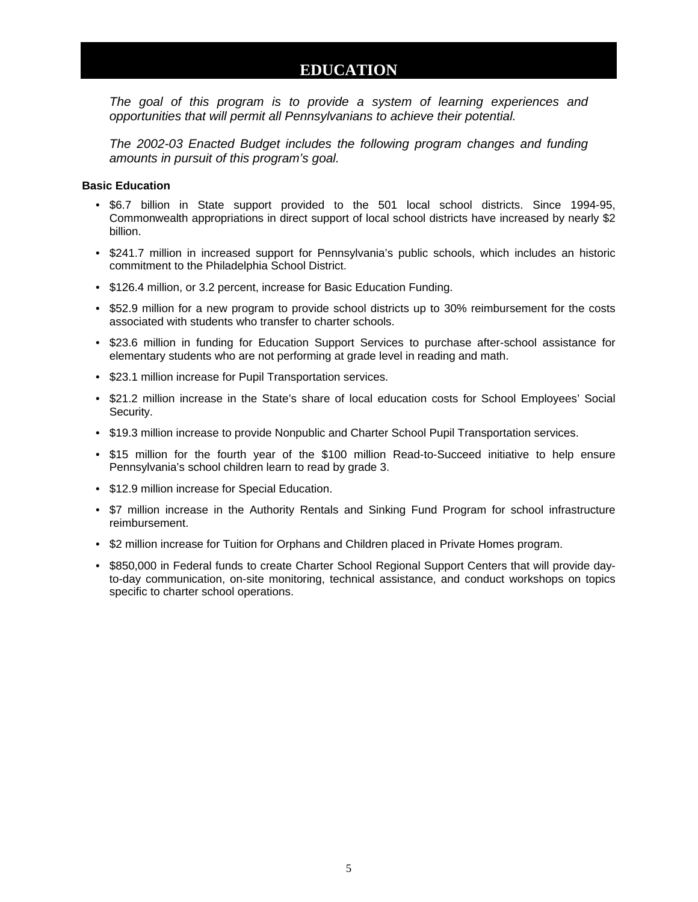# EDUCATION

*The goal of this program is to provide a system of learning experiences and opportunities that will permit all Pennsylvanians to achieve their potential.*

*The 2002-03 Enacted Budget includes the following program changes and funding amounts in pursuit of this program's goal.*

**Basic Education**

- $6.7 billion in State support provided to the 501 local school districts. Since 1994-95, Commonwealth appropriations in direct support of local school districts have increased by nearly $2 billion.
- $241.7 million in increased support for Pennsylvania's public schools, which includes an historic commitment to the Philadelphia School District.
- $126.4 million, or 3.2 percent, increase for Basic Education Funding.
- $52.9 million for a new program to provide school districts up to 30% reimbursement for the costs associated with students who transfer to charter schools.
- $23.6 million in funding for Education Support Services to purchase after-school assistance for elementary students who are not performing at grade level in reading and math.
- $23.1 million increase for Pupil Transportation services.
- $21.2 million increase in the State's share of local education costs for School Employees' Social Security.
- $19.3 million increase to provide Nonpublic and Charter School Pupil Transportation services.
- $15 million for the fourth year of the $100 million Read-to-Succeed initiative to help ensure Pennsylvania's school children learn to read by grade 3.
- $12.9 million increase for Special Education.
- $7 million increase in the Authority Rentals and Sinking Fund Program for school infrastructure reimbursement.
- $2 million increase for Tuition for Orphans and Children placed in Private Homes program.
- $850,000 in Federal funds to create Charter School Regional Support Centers that will provide day-to-day communication, on-site monitoring, technical assistance, and conduct workshops on topics specific to charter school operations.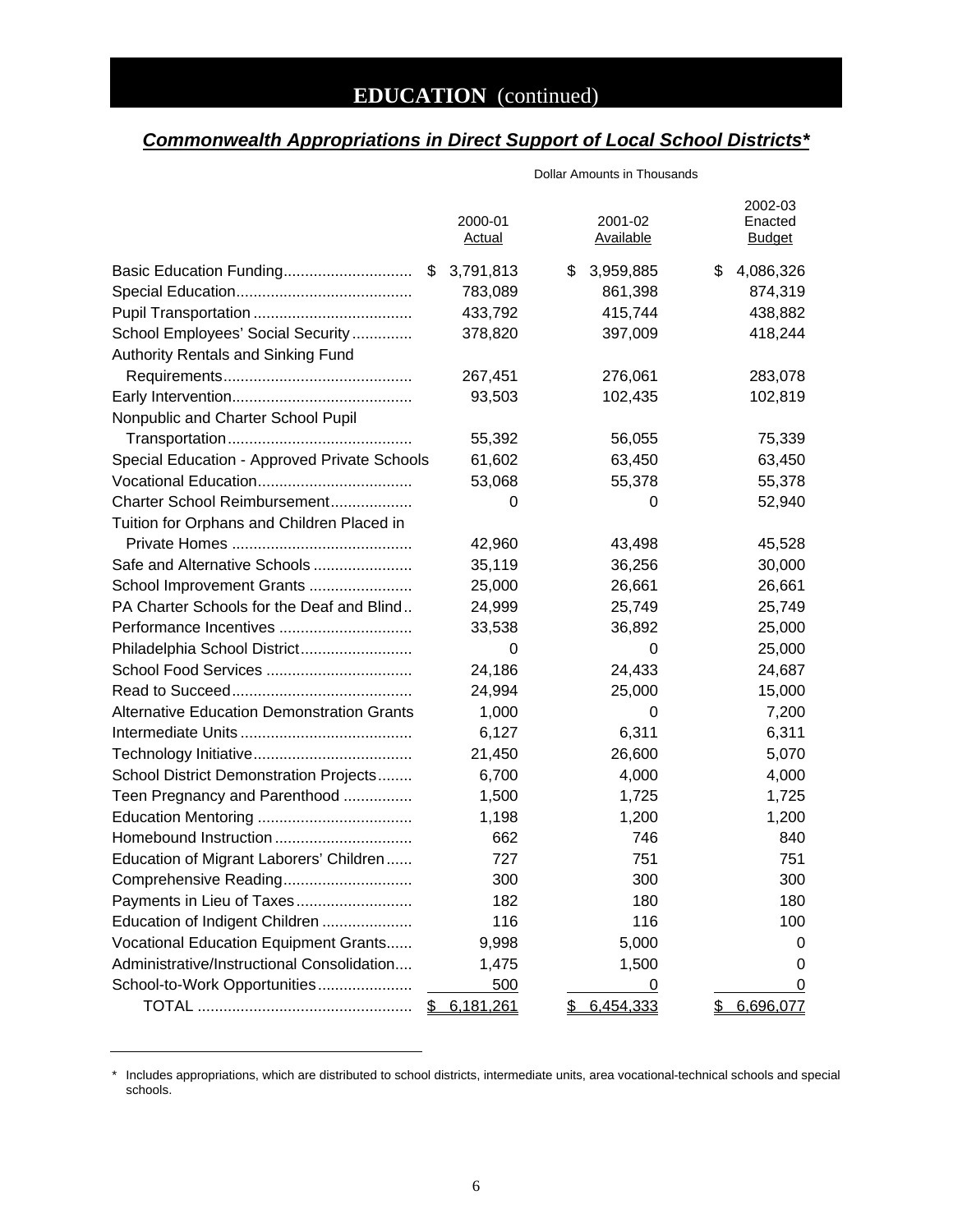# EDUCATION (continued)

## *Commonwealth Appropriations in Direct Support of Local School Districts**

Dollar Amounts in Thousands

| | 2000-01 Actual | 2001-02 Available | 2002-03 Enacted Budget |
|---|---|---|---|
| Basic Education Funding | $ 3,791,813 | $ 3,959,885 | $ 4,086,326 |
| Special Education | 783,089 | 861,398 | 874,319 |
| Pupil Transportation | 433,792 | 415,744 | 438,882 |
| School Employees' Social Security | 378,820 | 397,009 | 418,244 |
| Authority Rentals and Sinking Fund Requirements | 267,451 | 276,061 | 283,078 |
| Early Intervention | 93,503 | 102,435 | 102,819 |
| Nonpublic and Charter School Pupil Transportation | 55,392 | 56,055 | 75,339 |
| Special Education - Approved Private Schools | 61,602 | 63,450 | 63,450 |
| Vocational Education | 53,068 | 55,378 | 55,378 |
| Charter School Reimbursement | 0 | 0 | 52,940 |
| Tuition for Orphans and Children Placed in Private Homes | 42,960 | 43,498 | 45,528 |
| Safe and Alternative Schools | 35,119 | 36,256 | 30,000 |
| School Improvement Grants | 25,000 | 26,661 | 26,661 |
| PA Charter Schools for the Deaf and Blind | 24,999 | 25,749 | 25,749 |
| Performance Incentives | 33,538 | 36,892 | 25,000 |
| Philadelphia School District | 0 | 0 | 25,000 |
| School Food Services | 24,186 | 24,433 | 24,687 |
| Read to Succeed | 24,994 | 25,000 | 15,000 |
| Alternative Education Demonstration Grants | 1,000 | 0 | 7,200 |
| Intermediate Units | 6,127 | 6,311 | 6,311 |
| Technology Initiative | 21,450 | 26,600 | 5,070 |
| School District Demonstration Projects | 6,700 | 4,000 | 4,000 |
| Teen Pregnancy and Parenthood | 1,500 | 1,725 | 1,725 |
| Education Mentoring | 1,198 | 1,200 | 1,200 |
| Homebound Instruction | 662 | 746 | 840 |
| Education of Migrant Laborers' Children | 727 | 751 | 751 |
| Comprehensive Reading | 300 | 300 | 300 |
| Payments in Lieu of Taxes | 182 | 180 | 180 |
| Education of Indigent Children | 116 | 116 | 100 |
| Vocational Education Equipment Grants | 9,998 | 5,000 | 0 |
| Administrative/Instructional Consolidation | 1,475 | 1,500 | 0 |
| School-to-Work Opportunities | 500 | 0 | 0 |
| TOTAL | $ 6,181,261 | $ 6,454,333 | $ 6,696,077 |

\* Includes appropriations, which are distributed to school districts, intermediate units, area vocational-technical schools and special schools.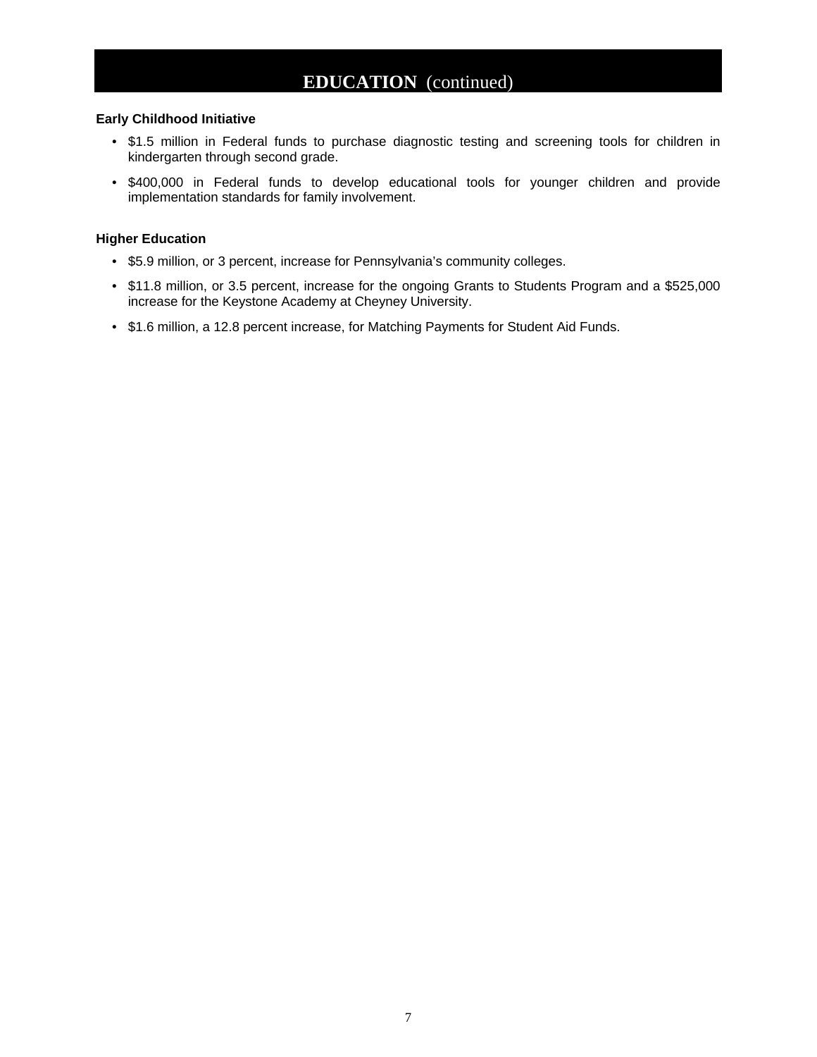# EDUCATION (continued)

**Early Childhood Initiative**

- $1.5 million in Federal funds to purchase diagnostic testing and screening tools for children in kindergarten through second grade.
- $400,000 in Federal funds to develop educational tools for younger children and provide implementation standards for family involvement.

**Higher Education**

- $5.9 million, or 3 percent, increase for Pennsylvania's community colleges.
- $11.8 million, or 3.5 percent, increase for the ongoing Grants to Students Program and a $525,000 increase for the Keystone Academy at Cheyney University.
- $1.6 million, a 12.8 percent increase, for Matching Payments for Student Aid Funds.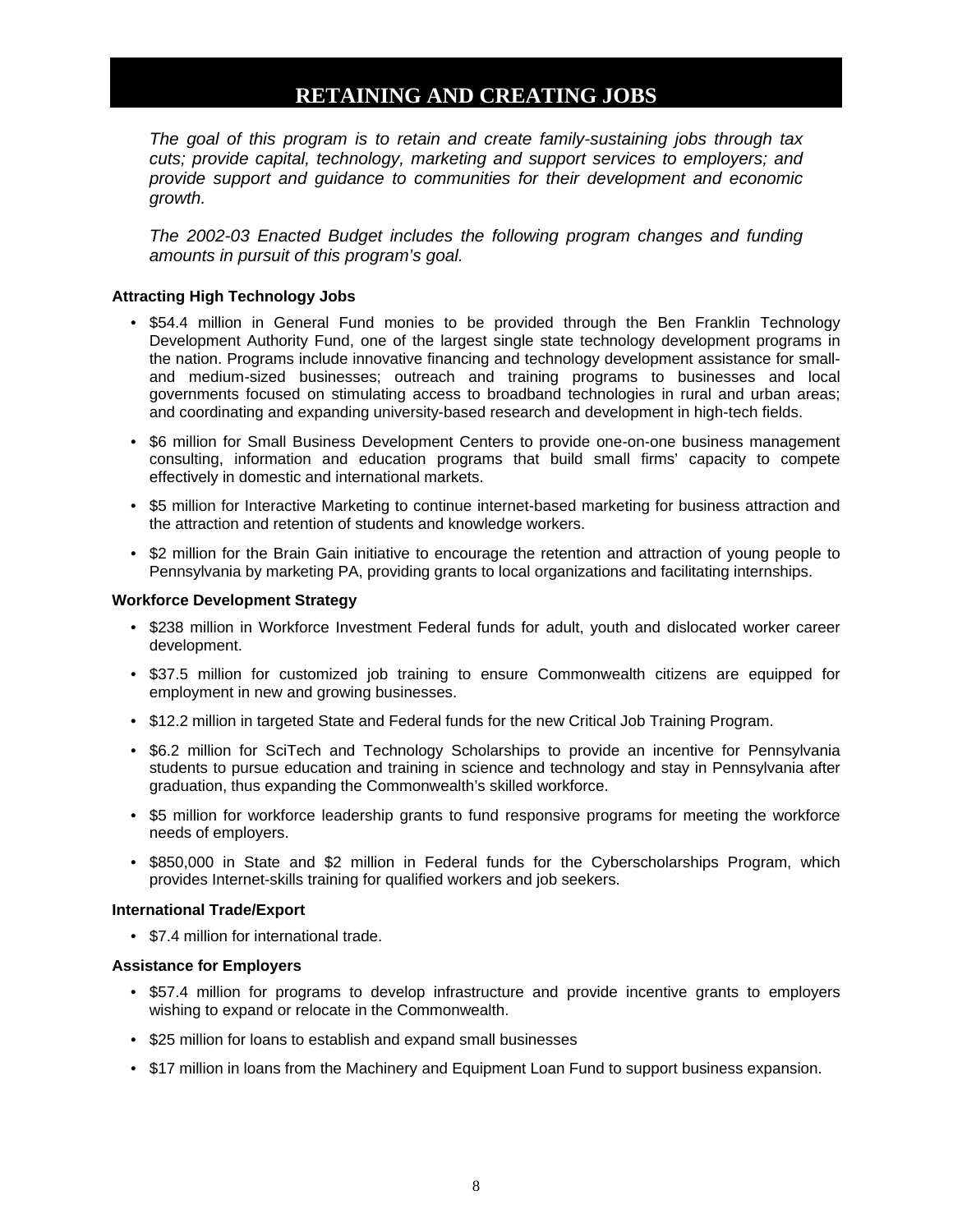# RETAINING AND CREATING JOBS

*The goal of this program is to retain and create family-sustaining jobs through tax cuts; provide capital, technology, marketing and support services to employers; and provide support and guidance to communities for their development and economic growth.*

*The 2002-03 Enacted Budget includes the following program changes and funding amounts in pursuit of this program's goal.*

**Attracting High Technology Jobs**

- $54.4 million in General Fund monies to be provided through the Ben Franklin Technology Development Authority Fund, one of the largest single state technology development programs in the nation. Programs include innovative financing and technology development assistance for small- and medium-sized businesses; outreach and training programs to businesses and local governments focused on stimulating access to broadband technologies in rural and urban areas; and coordinating and expanding university-based research and development in high-tech fields.
- $6 million for Small Business Development Centers to provide one-on-one business management consulting, information and education programs that build small firms' capacity to compete effectively in domestic and international markets.
- $5 million for Interactive Marketing to continue internet-based marketing for business attraction and the attraction and retention of students and knowledge workers.
- $2 million for the Brain Gain initiative to encourage the retention and attraction of young people to Pennsylvania by marketing PA, providing grants to local organizations and facilitating internships.

**Workforce Development Strategy**

- $238 million in Workforce Investment Federal funds for adult, youth and dislocated worker career development.
- $37.5 million for customized job training to ensure Commonwealth citizens are equipped for employment in new and growing businesses.
- $12.2 million in targeted State and Federal funds for the new Critical Job Training Program.
- $6.2 million for SciTech and Technology Scholarships to provide an incentive for Pennsylvania students to pursue education and training in science and technology and stay in Pennsylvania after graduation, thus expanding the Commonwealth's skilled workforce.
- $5 million for workforce leadership grants to fund responsive programs for meeting the workforce needs of employers.
- $850,000 in State and $2 million in Federal funds for the Cyberscholarships Program, which provides Internet-skills training for qualified workers and job seekers.

**International Trade/Export**

- $7.4 million for international trade.

**Assistance for Employers**

- $57.4 million for programs to develop infrastructure and provide incentive grants to employers wishing to expand or relocate in the Commonwealth.
- $25 million for loans to establish and expand small businesses
- $17 million in loans from the Machinery and Equipment Loan Fund to support business expansion.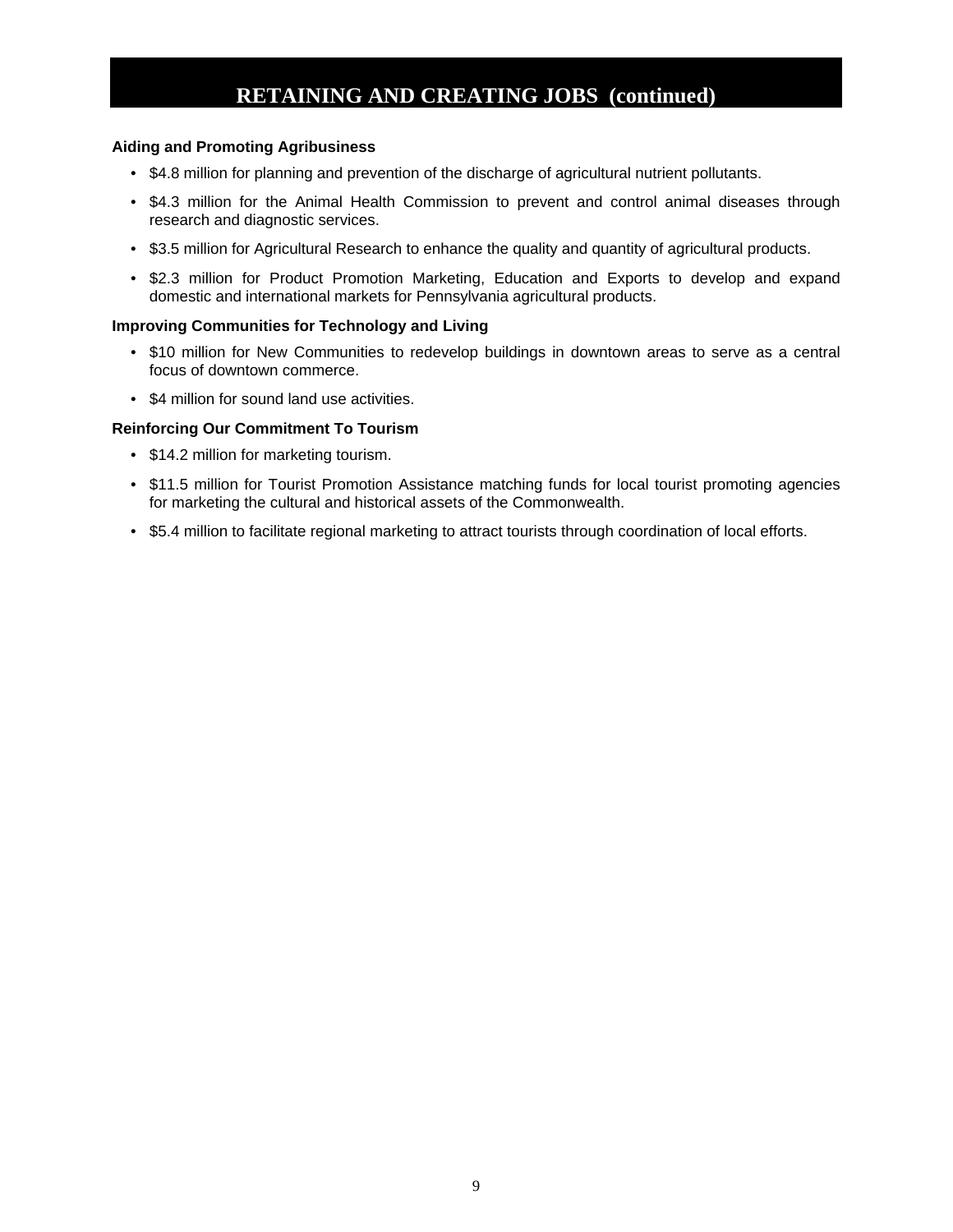# RETAINING AND CREATING JOBS (continued)

**Aiding and Promoting Agribusiness**

- $4.8 million for planning and prevention of the discharge of agricultural nutrient pollutants.
- $4.3 million for the Animal Health Commission to prevent and control animal diseases through research and diagnostic services.
- $3.5 million for Agricultural Research to enhance the quality and quantity of agricultural products.
- $2.3 million for Product Promotion Marketing, Education and Exports to develop and expand domestic and international markets for Pennsylvania agricultural products.

**Improving Communities for Technology and Living**

- $10 million for New Communities to redevelop buildings in downtown areas to serve as a central focus of downtown commerce.
- $4 million for sound land use activities.

**Reinforcing Our Commitment To Tourism**

- $14.2 million for marketing tourism.
- $11.5 million for Tourist Promotion Assistance matching funds for local tourist promoting agencies for marketing the cultural and historical assets of the Commonwealth.
- $5.4 million to facilitate regional marketing to attract tourists through coordination of local efforts.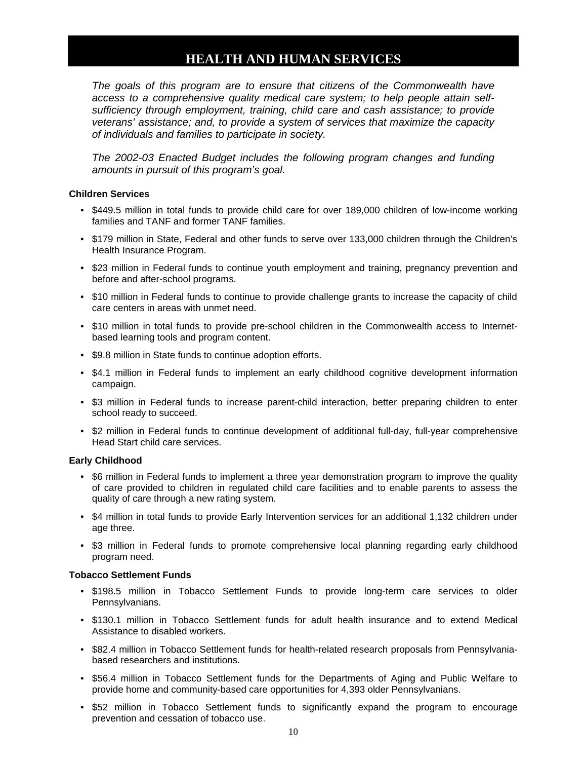# HEALTH AND HUMAN SERVICES

*The goals of this program are to ensure that citizens of the Commonwealth have access to a comprehensive quality medical care system; to help people attain self-sufficiency through employment, training, child care and cash assistance; to provide veterans' assistance; and, to provide a system of services that maximize the capacity of individuals and families to participate in society.*

*The 2002-03 Enacted Budget includes the following program changes and funding amounts in pursuit of this program's goal.*

**Children Services**

- $449.5 million in total funds to provide child care for over 189,000 children of low-income working families and TANF and former TANF families.
- $179 million in State, Federal and other funds to serve over 133,000 children through the Children's Health Insurance Program.
- $23 million in Federal funds to continue youth employment and training, pregnancy prevention and before and after-school programs.
- $10 million in Federal funds to continue to provide challenge grants to increase the capacity of child care centers in areas with unmet need.
- $10 million in total funds to provide pre-school children in the Commonwealth access to Internet-based learning tools and program content.
- $9.8 million in State funds to continue adoption efforts.
- $4.1 million in Federal funds to implement an early childhood cognitive development information campaign.
- $3 million in Federal funds to increase parent-child interaction, better preparing children to enter school ready to succeed.
- $2 million in Federal funds to continue development of additional full-day, full-year comprehensive Head Start child care services.

**Early Childhood**

- $6 million in Federal funds to implement a three year demonstration program to improve the quality of care provided to children in regulated child care facilities and to enable parents to assess the quality of care through a new rating system.
- $4 million in total funds to provide Early Intervention services for an additional 1,132 children under age three.
- $3 million in Federal funds to promote comprehensive local planning regarding early childhood program need.

**Tobacco Settlement Funds**

- $198.5 million in Tobacco Settlement Funds to provide long-term care services to older Pennsylvanians.
- $130.1 million in Tobacco Settlement funds for adult health insurance and to extend Medical Assistance to disabled workers.
- $82.4 million in Tobacco Settlement funds for health-related research proposals from Pennsylvania-based researchers and institutions.
- $56.4 million in Tobacco Settlement funds for the Departments of Aging and Public Welfare to provide home and community-based care opportunities for 4,393 older Pennsylvanians.
- $52 million in Tobacco Settlement funds to significantly expand the program to encourage prevention and cessation of tobacco use.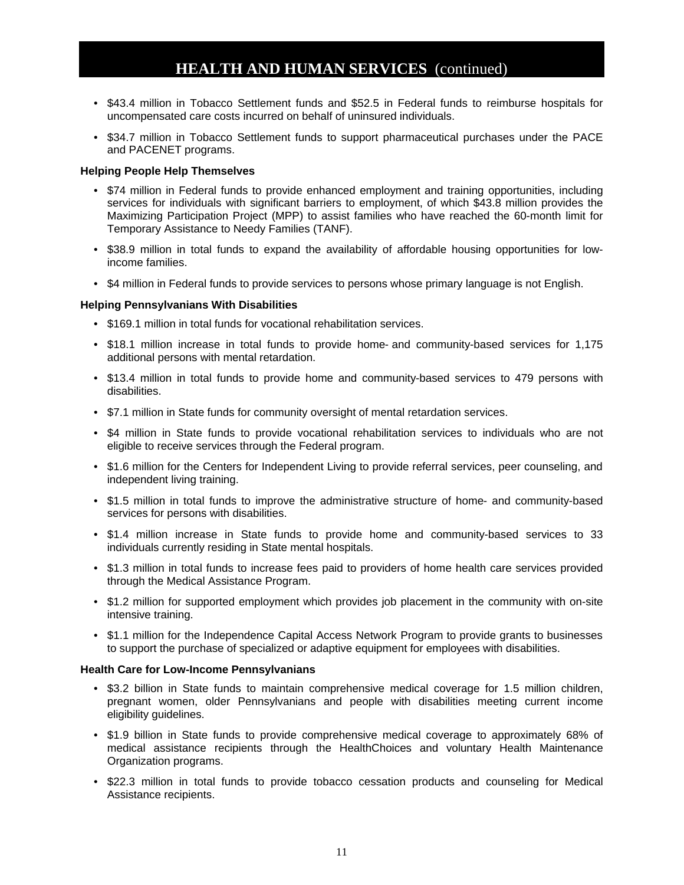## HEALTH AND HUMAN SERVICES (continued)

- $43.4 million in Tobacco Settlement funds and $52.5 in Federal funds to reimburse hospitals for uncompensated care costs incurred on behalf of uninsured individuals.
- $34.7 million in Tobacco Settlement funds to support pharmaceutical purchases under the PACE and PACENET programs.

**Helping People Help Themselves**

- $74 million in Federal funds to provide enhanced employment and training opportunities, including services for individuals with significant barriers to employment, of which $43.8 million provides the Maximizing Participation Project (MPP) to assist families who have reached the 60-month limit for Temporary Assistance to Needy Families (TANF).
- $38.9 million in total funds to expand the availability of affordable housing opportunities for low-income families.
- $4 million in Federal funds to provide services to persons whose primary language is not English.

**Helping Pennsylvanians With Disabilities**

- $169.1 million in total funds for vocational rehabilitation services.
- $18.1 million increase in total funds to provide home- and community-based services for 1,175 additional persons with mental retardation.
- $13.4 million in total funds to provide home and community-based services to 479 persons with disabilities.
- $7.1 million in State funds for community oversight of mental retardation services.
- $4 million in State funds to provide vocational rehabilitation services to individuals who are not eligible to receive services through the Federal program.
- $1.6 million for the Centers for Independent Living to provide referral services, peer counseling, and independent living training.
- $1.5 million in total funds to improve the administrative structure of home- and community-based services for persons with disabilities.
- $1.4 million increase in State funds to provide home and community-based services to 33 individuals currently residing in State mental hospitals.
- $1.3 million in total funds to increase fees paid to providers of home health care services provided through the Medical Assistance Program.
- $1.2 million for supported employment which provides job placement in the community with on-site intensive training.
- $1.1 million for the Independence Capital Access Network Program to provide grants to businesses to support the purchase of specialized or adaptive equipment for employees with disabilities.

**Health Care for Low-Income Pennsylvanians**

- $3.2 billion in State funds to maintain comprehensive medical coverage for 1.5 million children, pregnant women, older Pennsylvanians and people with disabilities meeting current income eligibility guidelines.
- $1.9 billion in State funds to provide comprehensive medical coverage to approximately 68% of medical assistance recipients through the HealthChoices and voluntary Health Maintenance Organization programs.
- $22.3 million in total funds to provide tobacco cessation products and counseling for Medical Assistance recipients.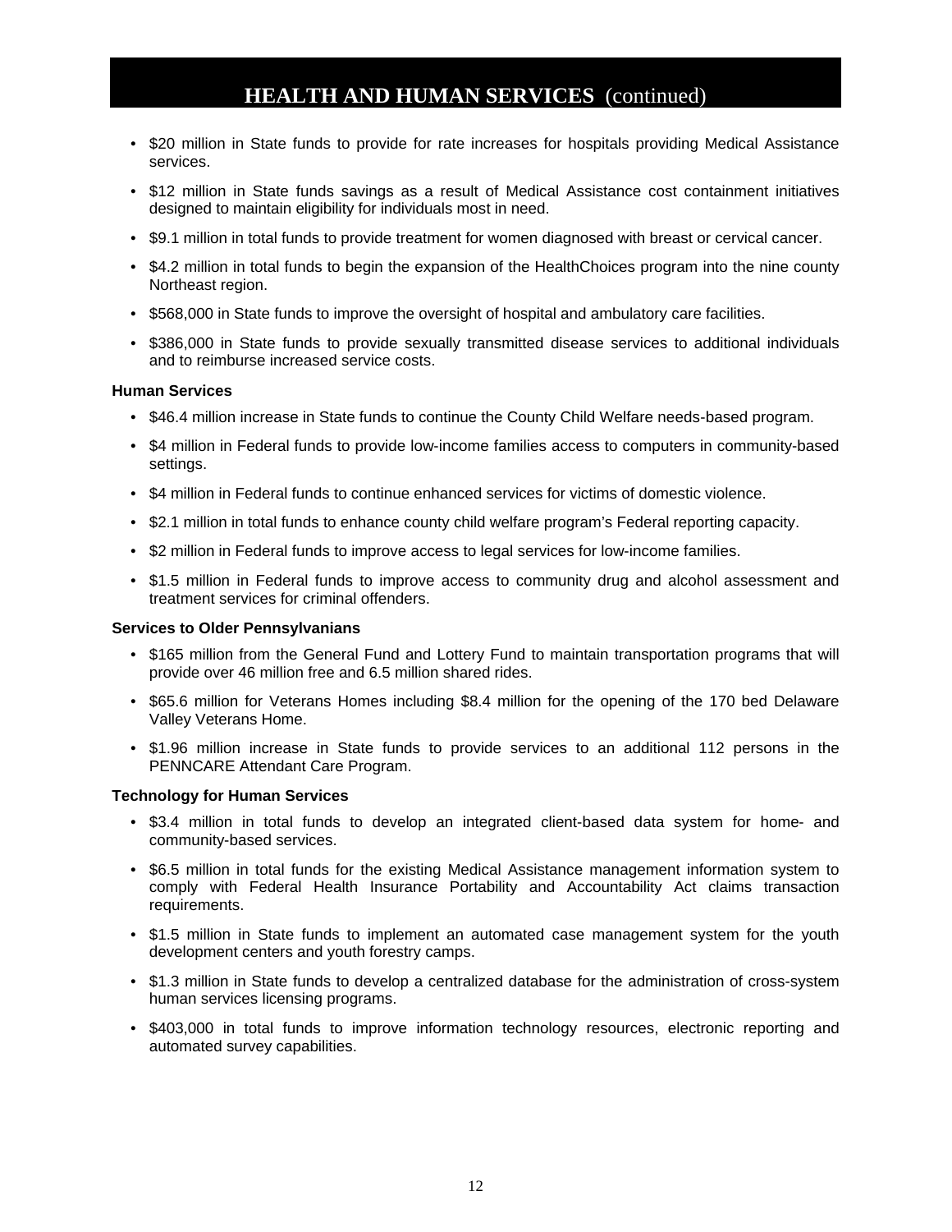# HEALTH AND HUMAN SERVICES (continued)

- $20 million in State funds to provide for rate increases for hospitals providing Medical Assistance services.
- $12 million in State funds savings as a result of Medical Assistance cost containment initiatives designed to maintain eligibility for individuals most in need.
- $9.1 million in total funds to provide treatment for women diagnosed with breast or cervical cancer.
- $4.2 million in total funds to begin the expansion of the HealthChoices program into the nine county Northeast region.
- $568,000 in State funds to improve the oversight of hospital and ambulatory care facilities.
- $386,000 in State funds to provide sexually transmitted disease services to additional individuals and to reimburse increased service costs.

**Human Services**

- $46.4 million increase in State funds to continue the County Child Welfare needs-based program.
- $4 million in Federal funds to provide low-income families access to computers in community-based settings.
- $4 million in Federal funds to continue enhanced services for victims of domestic violence.
- $2.1 million in total funds to enhance county child welfare program's Federal reporting capacity.
- $2 million in Federal funds to improve access to legal services for low-income families.
- $1.5 million in Federal funds to improve access to community drug and alcohol assessment and treatment services for criminal offenders.

**Services to Older Pennsylvanians**

- $165 million from the General Fund and Lottery Fund to maintain transportation programs that will provide over 46 million free and 6.5 million shared rides.
- $65.6 million for Veterans Homes including $8.4 million for the opening of the 170 bed Delaware Valley Veterans Home.
- $1.96 million increase in State funds to provide services to an additional 112 persons in the PENNCARE Attendant Care Program.

**Technology for Human Services**

- $3.4 million in total funds to develop an integrated client-based data system for home- and community-based services.
- $6.5 million in total funds for the existing Medical Assistance management information system to comply with Federal Health Insurance Portability and Accountability Act claims transaction requirements.
- $1.5 million in State funds to implement an automated case management system for the youth development centers and youth forestry camps.
- $1.3 million in State funds to develop a centralized database for the administration of cross-system human services licensing programs.
- $403,000 in total funds to improve information technology resources, electronic reporting and automated survey capabilities.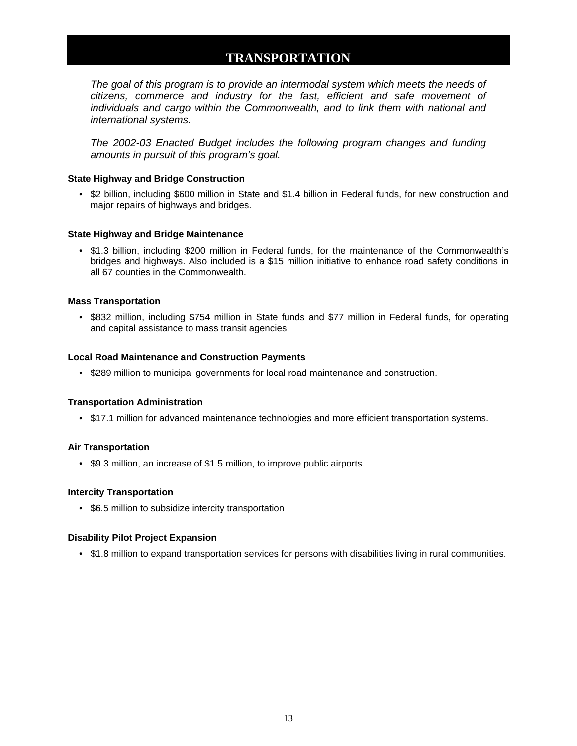# TRANSPORTATION

*The goal of this program is to provide an intermodal system which meets the needs of citizens, commerce and industry for the fast, efficient and safe movement of individuals and cargo within the Commonwealth, and to link them with national and international systems.*

*The 2002-03 Enacted Budget includes the following program changes and funding amounts in pursuit of this program's goal.*

**State Highway and Bridge Construction**

- $2 billion, including $600 million in State and $1.4 billion in Federal funds, for new construction and major repairs of highways and bridges.

**State Highway and Bridge Maintenance**

- $1.3 billion, including $200 million in Federal funds, for the maintenance of the Commonwealth's bridges and highways. Also included is a $15 million initiative to enhance road safety conditions in all 67 counties in the Commonwealth.

**Mass Transportation**

- $832 million, including $754 million in State funds and $77 million in Federal funds, for operating and capital assistance to mass transit agencies.

**Local Road Maintenance and Construction Payments**

- $289 million to municipal governments for local road maintenance and construction.

**Transportation Administration**

- $17.1 million for advanced maintenance technologies and more efficient transportation systems.

**Air Transportation**

- $9.3 million, an increase of $1.5 million, to improve public airports.

**Intercity Transportation**

- $6.5 million to subsidize intercity transportation

**Disability Pilot Project Expansion**

- $1.8 million to expand transportation services for persons with disabilities living in rural communities.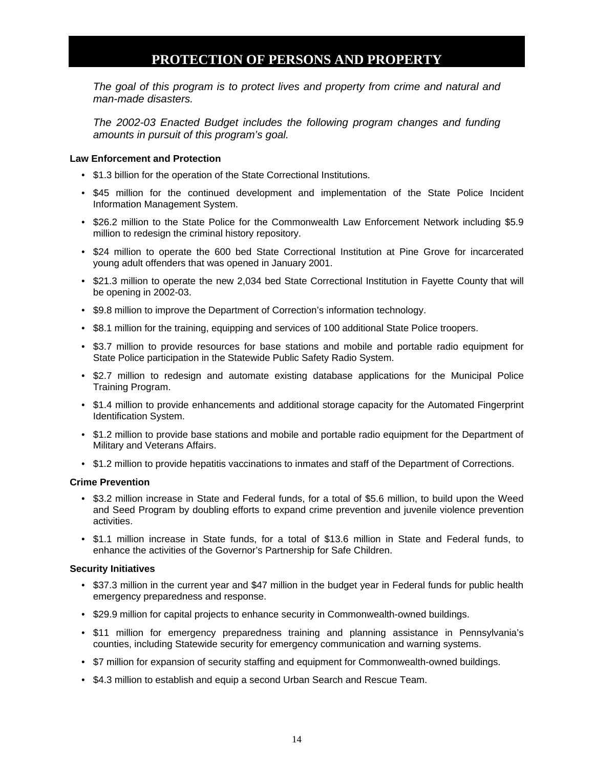# PROTECTION OF PERSONS AND PROPERTY

*The goal of this program is to protect lives and property from crime and natural and man-made disasters.*

*The 2002-03 Enacted Budget includes the following program changes and funding amounts in pursuit of this program's goal.*

**Law Enforcement and Protection**

- $1.3 billion for the operation of the State Correctional Institutions.
- $45 million for the continued development and implementation of the State Police Incident Information Management System.
- $26.2 million to the State Police for the Commonwealth Law Enforcement Network including $5.9 million to redesign the criminal history repository.
- $24 million to operate the 600 bed State Correctional Institution at Pine Grove for incarcerated young adult offenders that was opened in January 2001.
- $21.3 million to operate the new 2,034 bed State Correctional Institution in Fayette County that will be opening in 2002-03.
- $9.8 million to improve the Department of Correction's information technology.
- $8.1 million for the training, equipping and services of 100 additional State Police troopers.
- $3.7 million to provide resources for base stations and mobile and portable radio equipment for State Police participation in the Statewide Public Safety Radio System.
- $2.7 million to redesign and automate existing database applications for the Municipal Police Training Program.
- $1.4 million to provide enhancements and additional storage capacity for the Automated Fingerprint Identification System.
- $1.2 million to provide base stations and mobile and portable radio equipment for the Department of Military and Veterans Affairs.
- $1.2 million to provide hepatitis vaccinations to inmates and staff of the Department of Corrections.

**Crime Prevention**

- $3.2 million increase in State and Federal funds, for a total of $5.6 million, to build upon the Weed and Seed Program by doubling efforts to expand crime prevention and juvenile violence prevention activities.
- $1.1 million increase in State funds, for a total of $13.6 million in State and Federal funds, to enhance the activities of the Governor's Partnership for Safe Children.

**Security Initiatives**

- $37.3 million in the current year and $47 million in the budget year in Federal funds for public health emergency preparedness and response.
- $29.9 million for capital projects to enhance security in Commonwealth-owned buildings.
- $11 million for emergency preparedness training and planning assistance in Pennsylvania's counties, including Statewide security for emergency communication and warning systems.
- $7 million for expansion of security staffing and equipment for Commonwealth-owned buildings.
- $4.3 million to establish and equip a second Urban Search and Rescue Team.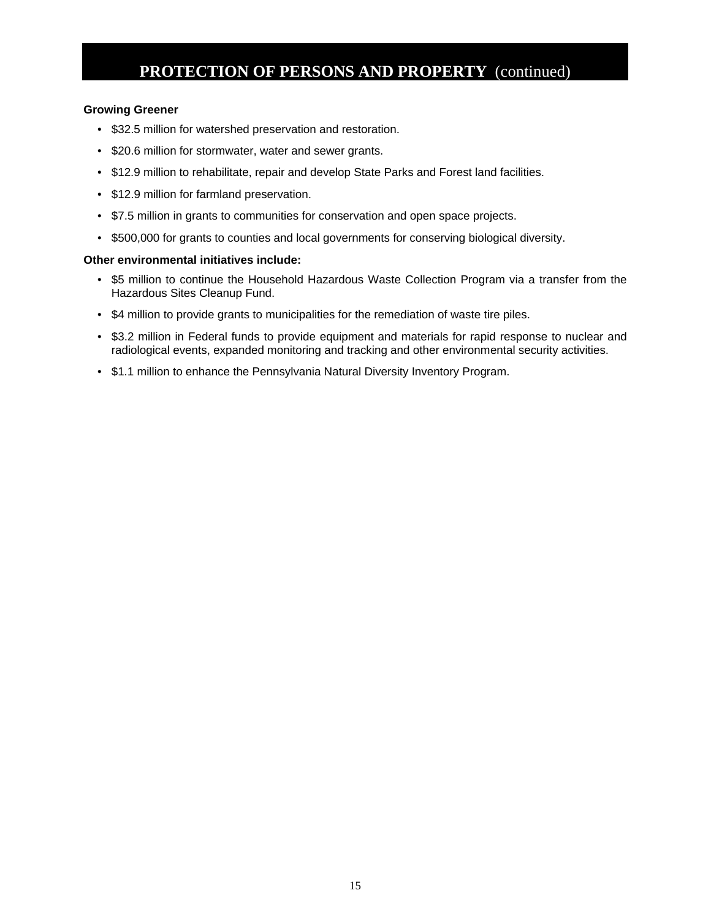# PROTECTION OF PERSONS AND PROPERTY (continued)

**Growing Greener**

- $32.5 million for watershed preservation and restoration.
- $20.6 million for stormwater, water and sewer grants.
- $12.9 million to rehabilitate, repair and develop State Parks and Forest land facilities.
- $12.9 million for farmland preservation.
- $7.5 million in grants to communities for conservation and open space projects.
- $500,000 for grants to counties and local governments for conserving biological diversity.

**Other environmental initiatives include:**

- $5 million to continue the Household Hazardous Waste Collection Program via a transfer from the Hazardous Sites Cleanup Fund.
- $4 million to provide grants to municipalities for the remediation of waste tire piles.
- $3.2 million in Federal funds to provide equipment and materials for rapid response to nuclear and radiological events, expanded monitoring and tracking and other environmental security activities.
- $1.1 million to enhance the Pennsylvania Natural Diversity Inventory Program.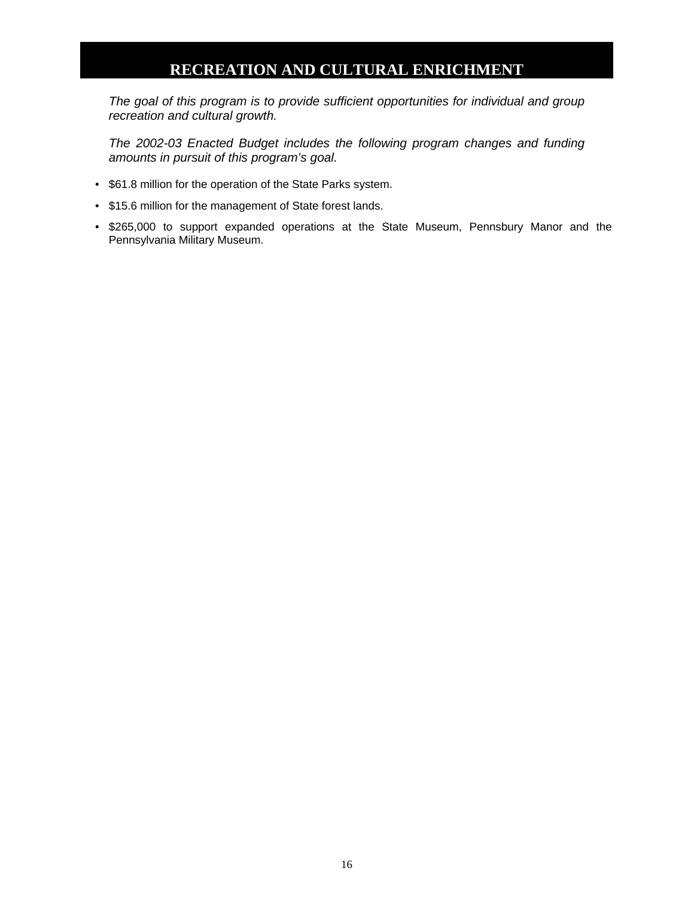# RECREATION AND CULTURAL ENRICHMENT

*The goal of this program is to provide sufficient opportunities for individual and group recreation and cultural growth.*

*The 2002-03 Enacted Budget includes the following program changes and funding amounts in pursuit of this program's goal.*

- $61.8 million for the operation of the State Parks system.
- $15.6 million for the management of State forest lands.
- $265,000 to support expanded operations at the State Museum, Pennsbury Manor and the Pennsylvania Military Museum.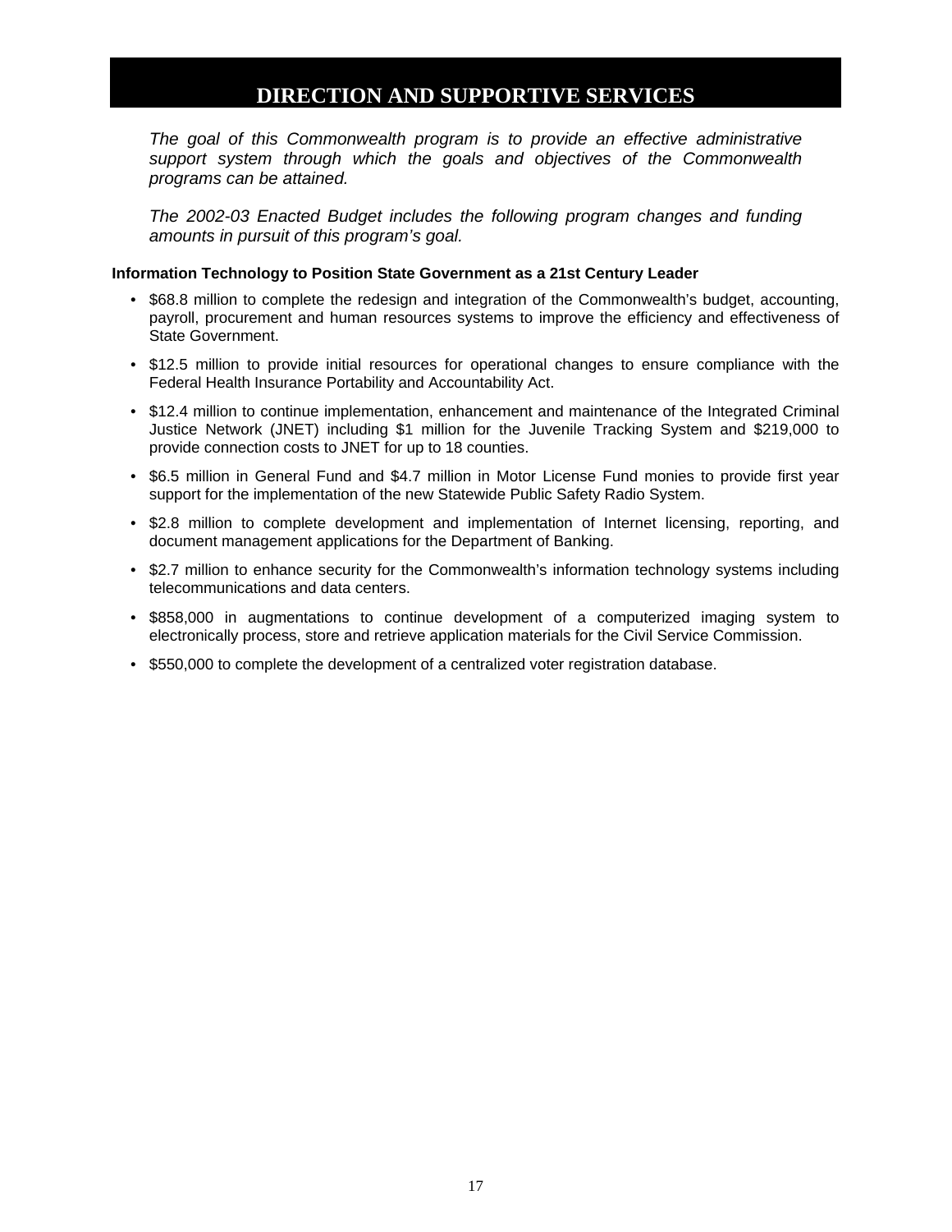# DIRECTION AND SUPPORTIVE SERVICES

*The goal of this Commonwealth program is to provide an effective administrative support system through which the goals and objectives of the Commonwealth programs can be attained.*

*The 2002-03 Enacted Budget includes the following program changes and funding amounts in pursuit of this program's goal.*

**Information Technology to Position State Government as a 21st Century Leader**

- $68.8 million to complete the redesign and integration of the Commonwealth's budget, accounting, payroll, procurement and human resources systems to improve the efficiency and effectiveness of State Government.
- $12.5 million to provide initial resources for operational changes to ensure compliance with the Federal Health Insurance Portability and Accountability Act.
- $12.4 million to continue implementation, enhancement and maintenance of the Integrated Criminal Justice Network (JNET) including $1 million for the Juvenile Tracking System and $219,000 to provide connection costs to JNET for up to 18 counties.
- $6.5 million in General Fund and $4.7 million in Motor License Fund monies to provide first year support for the implementation of the new Statewide Public Safety Radio System.
- $2.8 million to complete development and implementation of Internet licensing, reporting, and document management applications for the Department of Banking.
- $2.7 million to enhance security for the Commonwealth's information technology systems including telecommunications and data centers.
- $858,000 in augmentations to continue development of a computerized imaging system to electronically process, store and retrieve application materials for the Civil Service Commission.
- $550,000 to complete the development of a centralized voter registration database.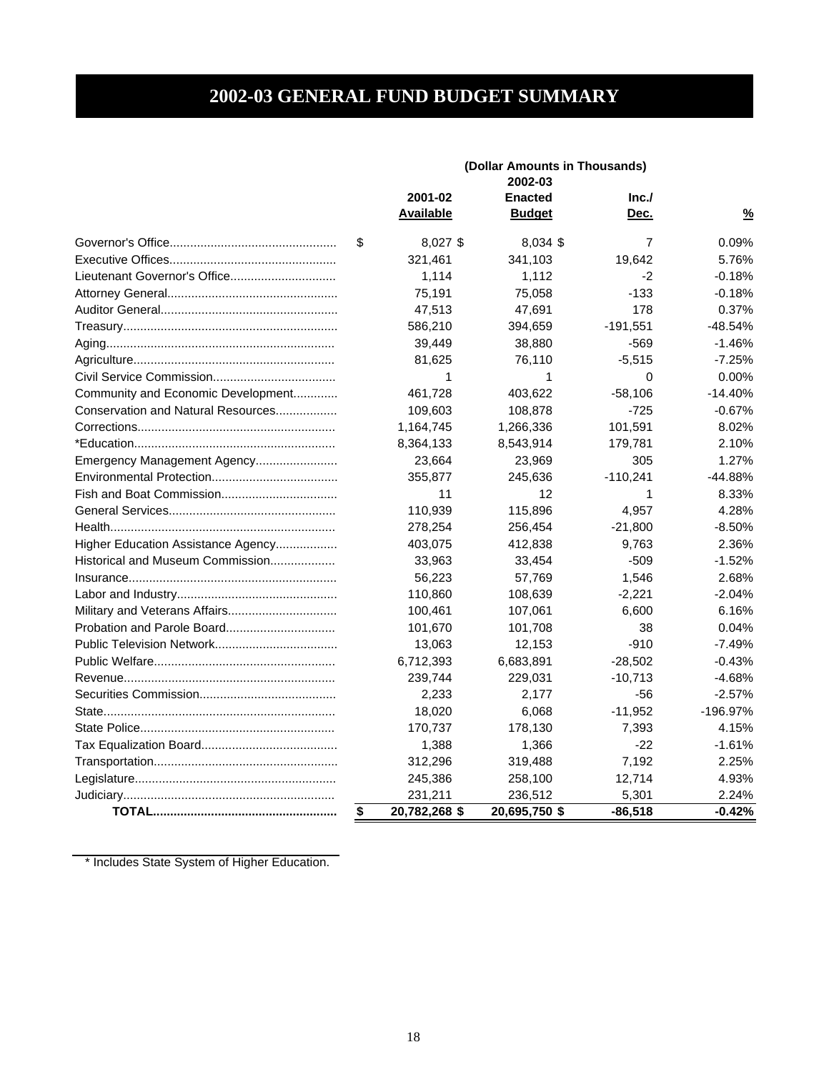# 2002-03 GENERAL FUND BUDGET SUMMARY

| | (Dollar Amounts in Thousands) | | | |
|---|---|---|---|---|
| | 2001-02 Available | 2002-03 Enacted Budget | Inc./ Dec. | % |
| Governor's Office | $ 8,027 | $ 8,034 | $ 7 | 0.09% |
| Executive Offices | 321,461 | 341,103 | 19,642 | 5.76% |
| Lieutenant Governor's Office | 1,114 | 1,112 | -2 | -0.18% |
| Attorney General | 75,191 | 75,058 | -133 | -0.18% |
| Auditor General | 47,513 | 47,691 | 178 | 0.37% |
| Treasury | 586,210 | 394,659 | -191,551 | -48.54% |
| Aging | 39,449 | 38,880 | -569 | -1.46% |
| Agriculture | 81,625 | 76,110 | -5,515 | -7.25% |
| Civil Service Commission | 1 | 1 | 0 | 0.00% |
| Community and Economic Development | 461,728 | 403,622 | -58,106 | -14.40% |
| Conservation and Natural Resources | 109,603 | 108,878 | -725 | -0.67% |
| Corrections | 1,164,745 | 1,266,336 | 101,591 | 8.02% |
| *Education | 8,364,133 | 8,543,914 | 179,781 | 2.10% |
| Emergency Management Agency | 23,664 | 23,969 | 305 | 1.27% |
| Environmental Protection | 355,877 | 245,636 | -110,241 | -44.88% |
| Fish and Boat Commission | 11 | 12 | 1 | 8.33% |
| General Services | 110,939 | 115,896 | 4,957 | 4.28% |
| Health | 278,254 | 256,454 | -21,800 | -8.50% |
| Higher Education Assistance Agency | 403,075 | 412,838 | 9,763 | 2.36% |
| Historical and Museum Commission | 33,963 | 33,454 | -509 | -1.52% |
| Insurance | 56,223 | 57,769 | 1,546 | 2.68% |
| Labor and Industry | 110,860 | 108,639 | -2,221 | -2.04% |
| Military and Veterans Affairs | 100,461 | 107,061 | 6,600 | 6.16% |
| Probation and Parole Board | 101,670 | 101,708 | 38 | 0.04% |
| Public Television Network | 13,063 | 12,153 | -910 | -7.49% |
| Public Welfare | 6,712,393 | 6,683,891 | -28,502 | -0.43% |
| Revenue | 239,744 | 229,031 | -10,713 | -4.68% |
| Securities Commission | 2,233 | 2,177 | -56 | -2.57% |
| State | 18,020 | 6,068 | -11,952 | -196.97% |
| State Police | 170,737 | 178,130 | 7,393 | 4.15% |
| Tax Equalization Board | 1,388 | 1,366 | -22 | -1.61% |
| Transportation | 312,296 | 319,488 | 7,192 | 2.25% |
| Legislature | 245,386 | 258,100 | 12,714 | 4.93% |
| Judiciary | 231,211 | 236,512 | 5,301 | 2.24% |
| **TOTAL** | **$ 20,782,268** | **$ 20,695,750** | **$ -86,518** | **-0.42%** |

* Includes State System of Higher Education.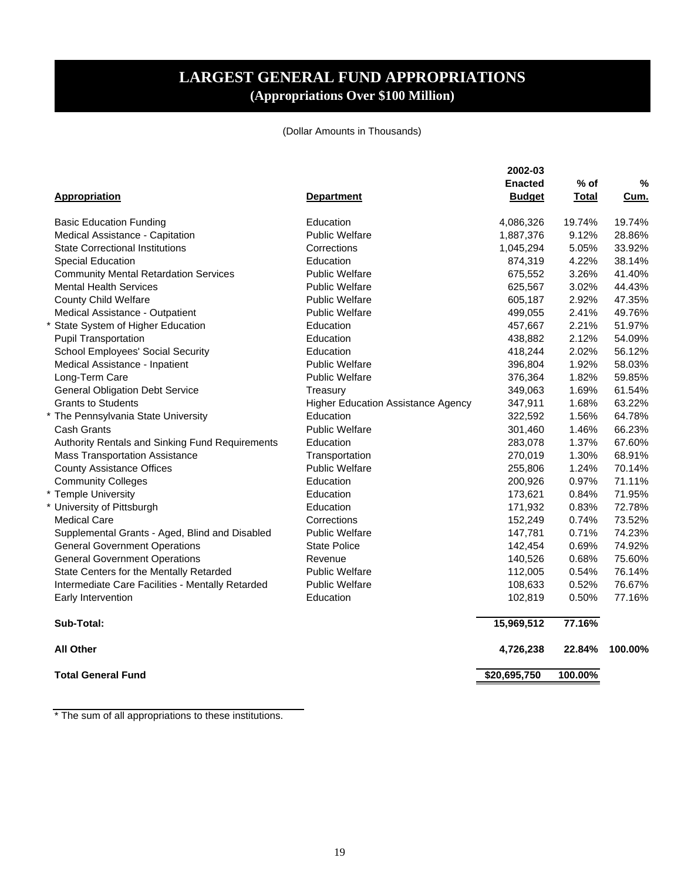# LARGEST GENERAL FUND APPROPRIATIONS
## (Appropriations Over $100 Million)

(Dollar Amounts in Thousands)

| Appropriation | Department | 2002-03 Enacted Budget | % of Total | % Cum. |
|---|---|---|---|---|
| Basic Education Funding | Education | 4,086,326 | 19.74% | 19.74% |
| Medical Assistance - Capitation | Public Welfare | 1,887,376 | 9.12% | 28.86% |
| State Correctional Institutions | Corrections | 1,045,294 | 5.05% | 33.92% |
| Special Education | Education | 874,319 | 4.22% | 38.14% |
| Community Mental Retardation Services | Public Welfare | 675,552 | 3.26% | 41.40% |
| Mental Health Services | Public Welfare | 625,567 | 3.02% | 44.43% |
| County Child Welfare | Public Welfare | 605,187 | 2.92% | 47.35% |
| Medical Assistance - Outpatient | Public Welfare | 499,055 | 2.41% | 49.76% |
| * State System of Higher Education | Education | 457,667 | 2.21% | 51.97% |
| Pupil Transportation | Education | 438,882 | 2.12% | 54.09% |
| School Employees' Social Security | Education | 418,244 | 2.02% | 56.12% |
| Medical Assistance - Inpatient | Public Welfare | 396,804 | 1.92% | 58.03% |
| Long-Term Care | Public Welfare | 376,364 | 1.82% | 59.85% |
| General Obligation Debt Service | Treasury | 349,063 | 1.69% | 61.54% |
| Grants to Students | Higher Education Assistance Agency | 347,911 | 1.68% | 63.22% |
| * The Pennsylvania State University | Education | 322,592 | 1.56% | 64.78% |
| Cash Grants | Public Welfare | 301,460 | 1.46% | 66.23% |
| Authority Rentals and Sinking Fund Requirements | Education | 283,078 | 1.37% | 67.60% |
| Mass Transportation Assistance | Transportation | 270,019 | 1.30% | 68.91% |
| County Assistance Offices | Public Welfare | 255,806 | 1.24% | 70.14% |
| Community Colleges | Education | 200,926 | 0.97% | 71.11% |
| * Temple University | Education | 173,621 | 0.84% | 71.95% |
| * University of Pittsburgh | Education | 171,932 | 0.83% | 72.78% |
| Medical Care | Corrections | 152,249 | 0.74% | 73.52% |
| Supplemental Grants - Aged, Blind and Disabled | Public Welfare | 147,781 | 0.71% | 74.23% |
| General Government Operations | State Police | 142,454 | 0.69% | 74.92% |
| General Government Operations | Revenue | 140,526 | 0.68% | 75.60% |
| State Centers for the Mentally Retarded | Public Welfare | 112,005 | 0.54% | 76.14% |
| Intermediate Care Facilities - Mentally Retarded | Public Welfare | 108,633 | 0.52% | 76.67% |
| Early Intervention | Education | 102,819 | 0.50% | 77.16% |
| **Sub-Total:** | | **15,969,512** | **77.16%** | |
| **All Other** | | **4,726,238** | **22.84%** | **100.00%** |
| **Total General Fund** | | **$20,695,750** | **100.00%** | |

* The sum of all appropriations to these institutions.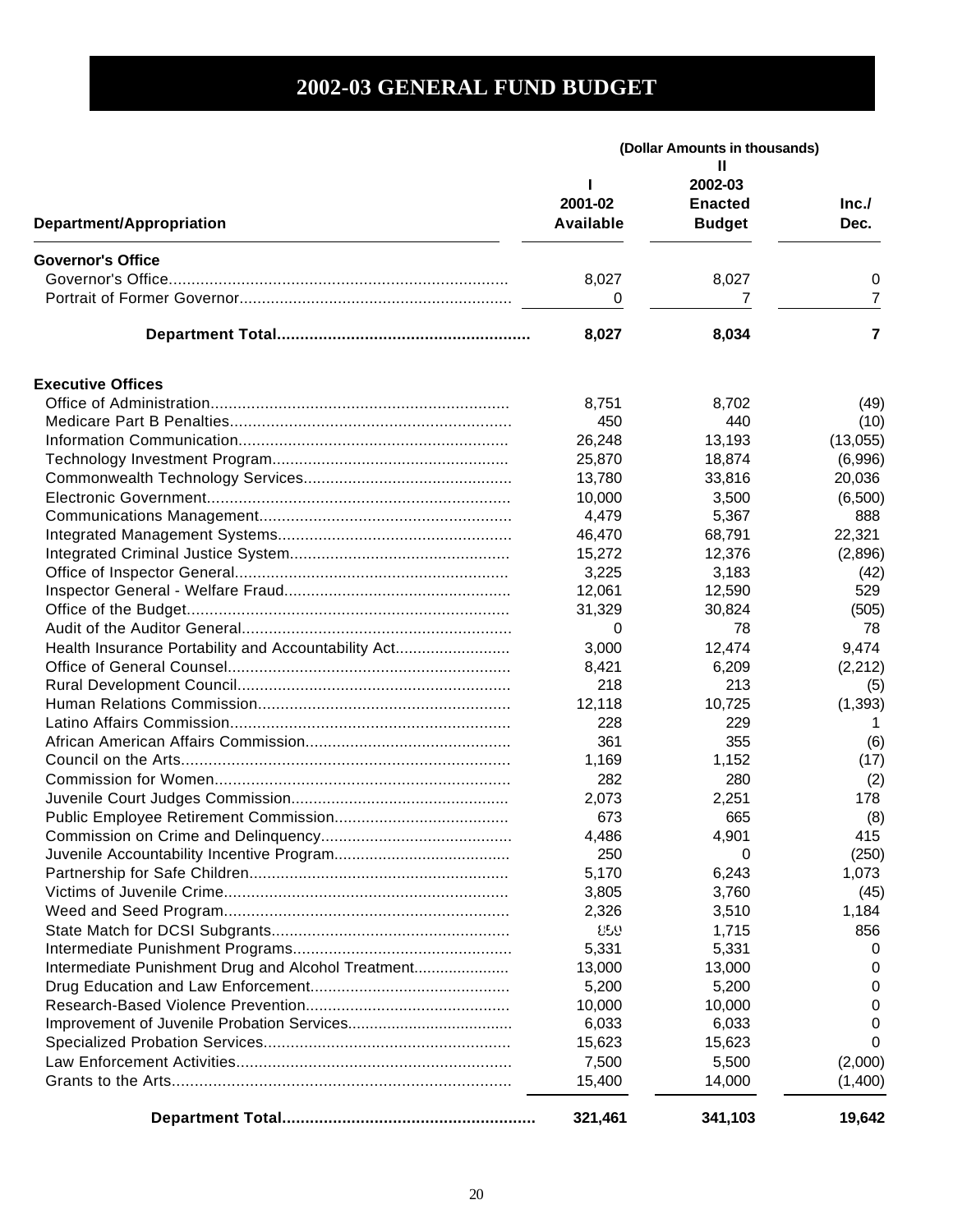# 2002-03 GENERAL FUND BUDGET

(Dollar Amounts in thousands)

| Department/Appropriation | I<br>2001-02<br>Available | II<br>2002-03<br>Enacted<br>Budget | Inc./<br>Dec. |
|---|---|---|---|
| **Governor's Office** | | | |
| Governor's Office | 8,027 | 8,027 | 0 |
| Portrait of Former Governor | 0 | 7 | 7 |
| **Department Total** | **8,027** | **8,034** | **7** |
| **Executive Offices** | | | |
| Office of Administration | 8,751 | 8,702 | (49) |
| Medicare Part B Penalties | 450 | 440 | (10) |
| Information Communication | 26,248 | 13,193 | (13,055) |
| Technology Investment Program | 25,870 | 18,874 | (6,996) |
| Commonwealth Technology Services | 13,780 | 33,816 | 20,036 |
| Electronic Government | 10,000 | 3,500 | (6,500) |
| Communications Management | 4,479 | 5,367 | 888 |
| Integrated Management Systems | 46,470 | 68,791 | 22,321 |
| Integrated Criminal Justice System | 15,272 | 12,376 | (2,896) |
| Office of Inspector General | 3,225 | 3,183 | (42) |
| Inspector General - Welfare Fraud | 12,061 | 12,590 | 529 |
| Office of the Budget | 31,329 | 30,824 | (505) |
| Audit of the Auditor General | 0 | 78 | 78 |
| Health Insurance Portability and Accountability Act | 3,000 | 12,474 | 9,474 |
| Office of General Counsel | 8,421 | 6,209 | (2,212) |
| Rural Development Council | 218 | 213 | (5) |
| Human Relations Commission | 12,118 | 10,725 | (1,393) |
| Latino Affairs Commission | 228 | 229 | 1 |
| African American Affairs Commission | 361 | 355 | (6) |
| Council on the Arts | 1,169 | 1,152 | (17) |
| Commission for Women | 282 | 280 | (2) |
| Juvenile Court Judges Commission | 2,073 | 2,251 | 178 |
| Public Employee Retirement Commission | 673 | 665 | (8) |
| Commission on Crime and Delinquency | 4,486 | 4,901 | 415 |
| Juvenile Accountability Incentive Program | 250 | 0 | (250) |
| Partnership for Safe Children | 5,170 | 6,243 | 1,073 |
| Victims of Juvenile Crime | 3,805 | 3,760 | (45) |
| Weed and Seed Program | 2,326 | 3,510 | 1,184 |
| State Match for DCSI Subgrants | 859 | 1,715 | 856 |
| Intermediate Punishment Programs | 5,331 | 5,331 | 0 |
| Intermediate Punishment Drug and Alcohol Treatment | 13,000 | 13,000 | 0 |
| Drug Education and Law Enforcement | 5,200 | 5,200 | 0 |
| Research-Based Violence Prevention | 10,000 | 10,000 | 0 |
| Improvement of Juvenile Probation Services | 6,033 | 6,033 | 0 |
| Specialized Probation Services | 15,623 | 15,623 | 0 |
| Law Enforcement Activities | 7,500 | 5,500 | (2,000) |
| Grants to the Arts | 15,400 | 14,000 | (1,400) |
| **Department Total** | **321,461** | **341,103** | **19,642** |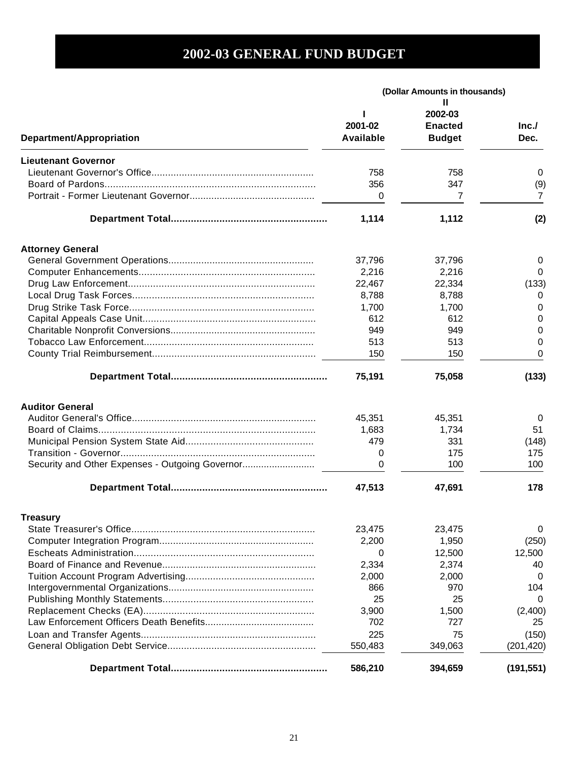# 2002-03 GENERAL FUND BUDGET

(Dollar Amounts in thousands)

| Department/Appropriation | I<br>2001-02<br>Available | II<br>2002-03<br>Enacted<br>Budget | Inc./<br>Dec. |
|---|---|---|---|
| **Lieutenant Governor** | | | |
| Lieutenant Governor's Office | 758 | 758 | 0 |
| Board of Pardons | 356 | 347 | (9) |
| Portrait - Former Lieutenant Governor | 0 | 7 | 7 |
| **Department Total** | **1,114** | **1,112** | **(2)** |
| **Attorney General** | | | |
| General Government Operations | 37,796 | 37,796 | 0 |
| Computer Enhancements | 2,216 | 2,216 | 0 |
| Drug Law Enforcement | 22,467 | 22,334 | (133) |
| Local Drug Task Forces | 8,788 | 8,788 | 0 |
| Drug Strike Task Force | 1,700 | 1,700 | 0 |
| Capital Appeals Case Unit | 612 | 612 | 0 |
| Charitable Nonprofit Conversions | 949 | 949 | 0 |
| Tobacco Law Enforcement | 513 | 513 | 0 |
| County Trial Reimbursement | 150 | 150 | 0 |
| **Department Total** | **75,191** | **75,058** | **(133)** |
| **Auditor General** | | | |
| Auditor General's Office | 45,351 | 45,351 | 0 |
| Board of Claims | 1,683 | 1,734 | 51 |
| Municipal Pension System State Aid | 479 | 331 | (148) |
| Transition - Governor | 0 | 175 | 175 |
| Security and Other Expenses - Outgoing Governor | 0 | 100 | 100 |
| **Department Total** | **47,513** | **47,691** | **178** |
| **Treasury** | | | |
| State Treasurer's Office | 23,475 | 23,475 | 0 |
| Computer Integration Program | 2,200 | 1,950 | (250) |
| Escheats Administration | 0 | 12,500 | 12,500 |
| Board of Finance and Revenue | 2,334 | 2,374 | 40 |
| Tuition Account Program Advertising | 2,000 | 2,000 | 0 |
| Intergovernmental Organizations | 866 | 970 | 104 |
| Publishing Monthly Statements | 25 | 25 | 0 |
| Replacement Checks (EA) | 3,900 | 1,500 | (2,400) |
| Law Enforcement Officers Death Benefits | 702 | 727 | 25 |
| Loan and Transfer Agents | 225 | 75 | (150) |
| General Obligation Debt Service | 550,483 | 349,063 | (201,420) |
| **Department Total** | **586,210** | **394,659** | **(191,551)** |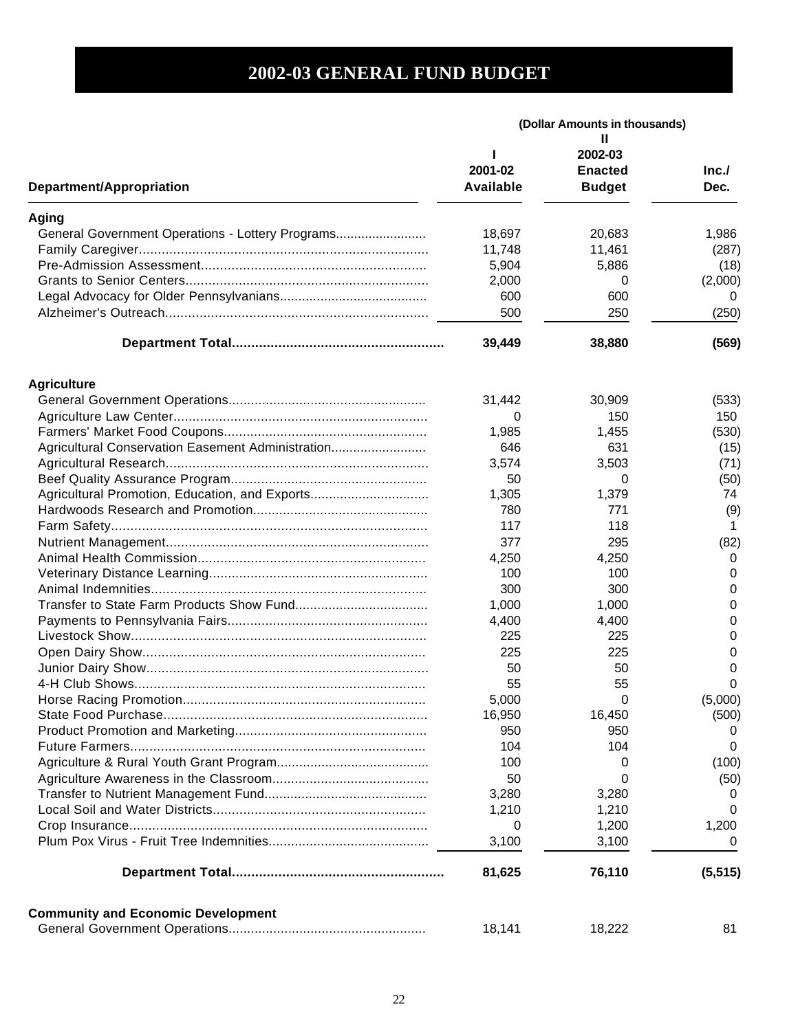# 2002-03 GENERAL FUND BUDGET

| Department/Appropriation | I 2001-02 Available | II 2002-03 Enacted Budget | Inc./ Dec. |
|---|---|---|---|
| | (Dollar Amounts in thousands) | | |
| **Aging** | | | |
| General Government Operations - Lottery Programs | 18,697 | 20,683 | 1,986 |
| Family Caregiver | 11,748 | 11,461 | (287) |
| Pre-Admission Assessment | 5,904 | 5,886 | (18) |
| Grants to Senior Centers | 2,000 | 0 | (2,000) |
| Legal Advocacy for Older Pennsylvanians | 600 | 600 | 0 |
| Alzheimer's Outreach | 500 | 250 | (250) |
| **Department Total** | **39,449** | **38,880** | **(569)** |
| **Agriculture** | | | |
| General Government Operations | 31,442 | 30,909 | (533) |
| Agriculture Law Center | 0 | 150 | 150 |
| Farmers' Market Food Coupons | 1,985 | 1,455 | (530) |
| Agricultural Conservation Easement Administration | 646 | 631 | (15) |
| Agricultural Research | 3,574 | 3,503 | (71) |
| Beef Quality Assurance Program | 50 | 0 | (50) |
| Agricultural Promotion, Education, and Exports | 1,305 | 1,379 | 74 |
| Hardwoods Research and Promotion | 780 | 771 | (9) |
| Farm Safety | 117 | 118 | 1 |
| Nutrient Management | 377 | 295 | (82) |
| Animal Health Commission | 4,250 | 4,250 | 0 |
| Veterinary Distance Learning | 100 | 100 | 0 |
| Animal Indemnities | 300 | 300 | 0 |
| Transfer to State Farm Products Show Fund | 1,000 | 1,000 | 0 |
| Payments to Pennsylvania Fairs | 4,400 | 4,400 | 0 |
| Livestock Show | 225 | 225 | 0 |
| Open Dairy Show | 225 | 225 | 0 |
| Junior Dairy Show | 50 | 50 | 0 |
| 4-H Club Shows | 55 | 55 | 0 |
| Horse Racing Promotion | 5,000 | 0 | (5,000) |
| State Food Purchase | 16,950 | 16,450 | (500) |
| Product Promotion and Marketing | 950 | 950 | 0 |
| Future Farmers | 104 | 104 | 0 |
| Agriculture & Rural Youth Grant Program | 100 | 0 | (100) |
| Agriculture Awareness in the Classroom | 50 | 0 | (50) |
| Transfer to Nutrient Management Fund | 3,280 | 3,280 | 0 |
| Local Soil and Water Districts | 1,210 | 1,210 | 0 |
| Crop Insurance | 0 | 1,200 | 1,200 |
| Plum Pox Virus - Fruit Tree Indemnities | 3,100 | 3,100 | 0 |
| **Department Total** | **81,625** | **76,110** | **(5,515)** |
| **Community and Economic Development** | | | |
| General Government Operations | 18,141 | 18,222 | 81 |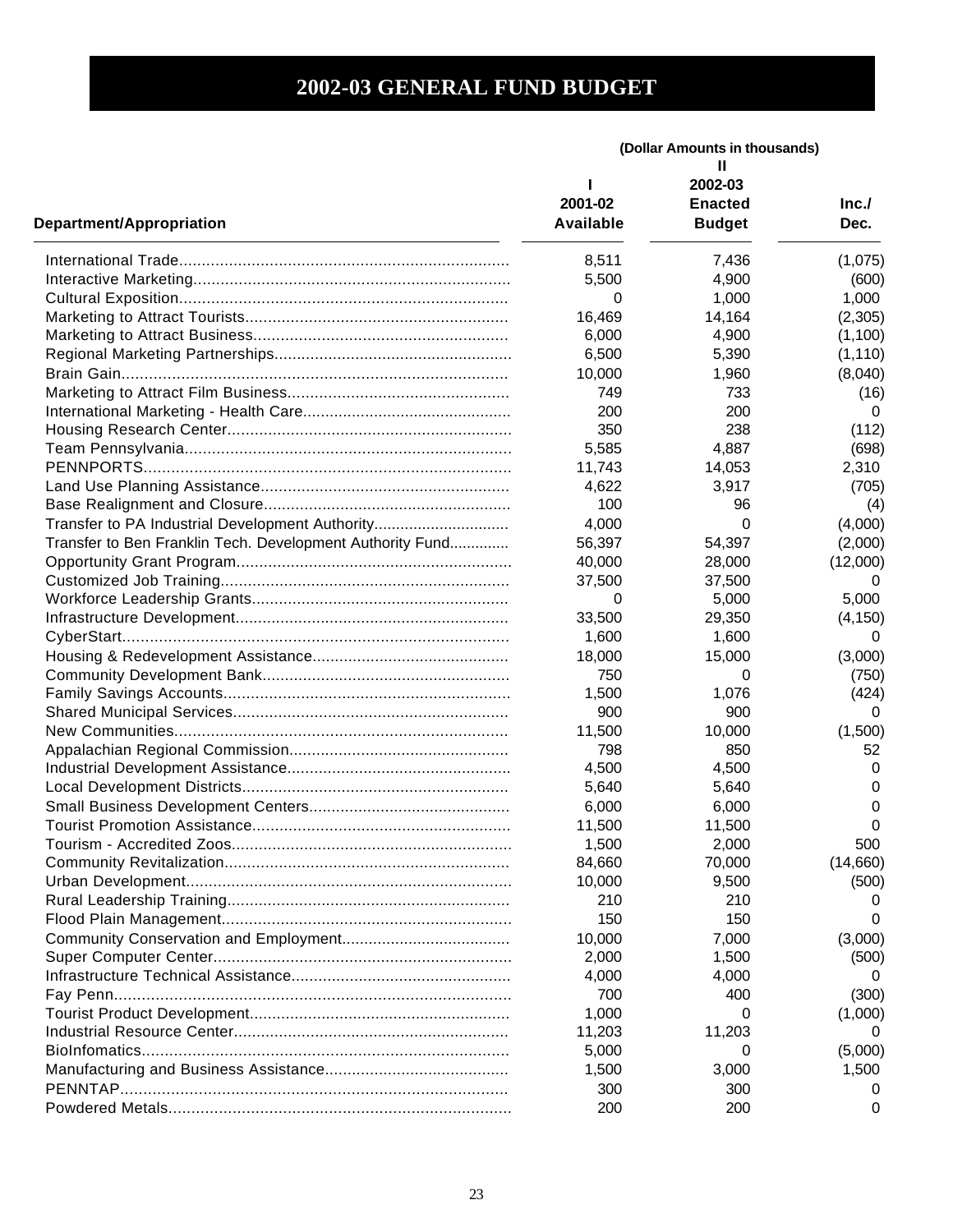# 2002-03 GENERAL FUND BUDGET

(Dollar Amounts in thousands)

| Department/Appropriation | I<br>2001-02<br>Available | II<br>2002-03<br>Enacted<br>Budget | Inc./<br>Dec. |
|---|---|---|---|
| International Trade | 8,511 | 7,436 | (1,075) |
| Interactive Marketing | 5,500 | 4,900 | (600) |
| Cultural Exposition | 0 | 1,000 | 1,000 |
| Marketing to Attract Tourists | 16,469 | 14,164 | (2,305) |
| Marketing to Attract Business | 6,000 | 4,900 | (1,100) |
| Regional Marketing Partnerships | 6,500 | 5,390 | (1,110) |
| Brain Gain | 10,000 | 1,960 | (8,040) |
| Marketing to Attract Film Business | 749 | 733 | (16) |
| International Marketing - Health Care | 200 | 200 | 0 |
| Housing Research Center | 350 | 238 | (112) |
| Team Pennsylvania | 5,585 | 4,887 | (698) |
| PENNPORTS | 11,743 | 14,053 | 2,310 |
| Land Use Planning Assistance | 4,622 | 3,917 | (705) |
| Base Realignment and Closure | 100 | 96 | (4) |
| Transfer to PA Industrial Development Authority | 4,000 | 0 | (4,000) |
| Transfer to Ben Franklin Tech. Development Authority Fund | 56,397 | 54,397 | (2,000) |
| Opportunity Grant Program | 40,000 | 28,000 | (12,000) |
| Customized Job Training | 37,500 | 37,500 | 0 |
| Workforce Leadership Grants | 0 | 5,000 | 5,000 |
| Infrastructure Development | 33,500 | 29,350 | (4,150) |
| CyberStart | 1,600 | 1,600 | 0 |
| Housing & Redevelopment Assistance | 18,000 | 15,000 | (3,000) |
| Community Development Bank | 750 | 0 | (750) |
| Family Savings Accounts | 1,500 | 1,076 | (424) |
| Shared Municipal Services | 900 | 900 | 0 |
| New Communities | 11,500 | 10,000 | (1,500) |
| Appalachian Regional Commission | 798 | 850 | 52 |
| Industrial Development Assistance | 4,500 | 4,500 | 0 |
| Local Development Districts | 5,640 | 5,640 | 0 |
| Small Business Development Centers | 6,000 | 6,000 | 0 |
| Tourist Promotion Assistance | 11,500 | 11,500 | 0 |
| Tourism - Accredited Zoos | 1,500 | 2,000 | 500 |
| Community Revitalization | 84,660 | 70,000 | (14,660) |
| Urban Development | 10,000 | 9,500 | (500) |
| Rural Leadership Training | 210 | 210 | 0 |
| Flood Plain Management | 150 | 150 | 0 |
| Community Conservation and Employment | 10,000 | 7,000 | (3,000) |
| Super Computer Center | 2,000 | 1,500 | (500) |
| Infrastructure Technical Assistance | 4,000 | 4,000 | 0 |
| Fay Penn | 700 | 400 | (300) |
| Tourist Product Development | 1,000 | 0 | (1,000) |
| Industrial Resource Center | 11,203 | 11,203 | 0 |
| BioInfomatics | 5,000 | 0 | (5,000) |
| Manufacturing and Business Assistance | 1,500 | 3,000 | 1,500 |
| PENNTAP | 300 | 300 | 0 |
| Powdered Metals | 200 | 200 | 0 |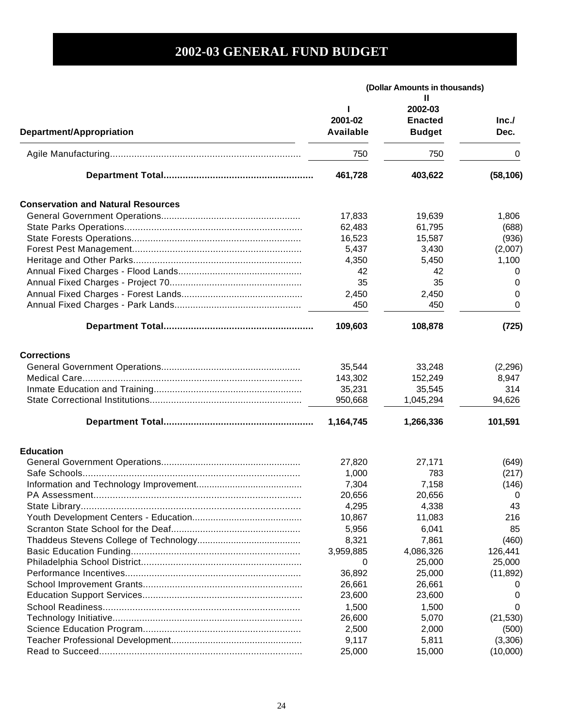# 2002-03 GENERAL FUND BUDGET

| Department/Appropriation | (Dollar Amounts in thousands) I 2001-02 Available | II 2002-03 Enacted Budget | Inc./ Dec. |
|---|---|---|---|
| Agile Manufacturing | 750 | 750 | 0 |
| **Department Total** | **461,728** | **403,622** | **(58,106)** |
| **Conservation and Natural Resources** | | | |
| General Government Operations | 17,833 | 19,639 | 1,806 |
| State Parks Operations | 62,483 | 61,795 | (688) |
| State Forests Operations | 16,523 | 15,587 | (936) |
| Forest Pest Management | 5,437 | 3,430 | (2,007) |
| Heritage and Other Parks | 4,350 | 5,450 | 1,100 |
| Annual Fixed Charges - Flood Lands | 42 | 42 | 0 |
| Annual Fixed Charges - Project 70 | 35 | 35 | 0 |
| Annual Fixed Charges - Forest Lands | 2,450 | 2,450 | 0 |
| Annual Fixed Charges - Park Lands | 450 | 450 | 0 |
| **Department Total** | **109,603** | **108,878** | **(725)** |
| **Corrections** | | | |
| General Government Operations | 35,544 | 33,248 | (2,296) |
| Medical Care | 143,302 | 152,249 | 8,947 |
| Inmate Education and Training | 35,231 | 35,545 | 314 |
| State Correctional Institutions | 950,668 | 1,045,294 | 94,626 |
| **Department Total** | **1,164,745** | **1,266,336** | **101,591** |
| **Education** | | | |
| General Government Operations | 27,820 | 27,171 | (649) |
| Safe Schools | 1,000 | 783 | (217) |
| Information and Technology Improvement | 7,304 | 7,158 | (146) |
| PA Assessment | 20,656 | 20,656 | 0 |
| State Library | 4,295 | 4,338 | 43 |
| Youth Development Centers - Education | 10,867 | 11,083 | 216 |
| Scranton State School for the Deaf | 5,956 | 6,041 | 85 |
| Thaddeus Stevens College of Technology | 8,321 | 7,861 | (460) |
| Basic Education Funding | 3,959,885 | 4,086,326 | 126,441 |
| Philadelphia School District | 0 | 25,000 | 25,000 |
| Performance Incentives | 36,892 | 25,000 | (11,892) |
| School Improvement Grants | 26,661 | 26,661 | 0 |
| Education Support Services | 23,600 | 23,600 | 0 |
| School Readiness | 1,500 | 1,500 | 0 |
| Technology Initiative | 26,600 | 5,070 | (21,530) |
| Science Education Program | 2,500 | 2,000 | (500) |
| Teacher Professional Development | 9,117 | 5,811 | (3,306) |
| Read to Succeed | 25,000 | 15,000 | (10,000) |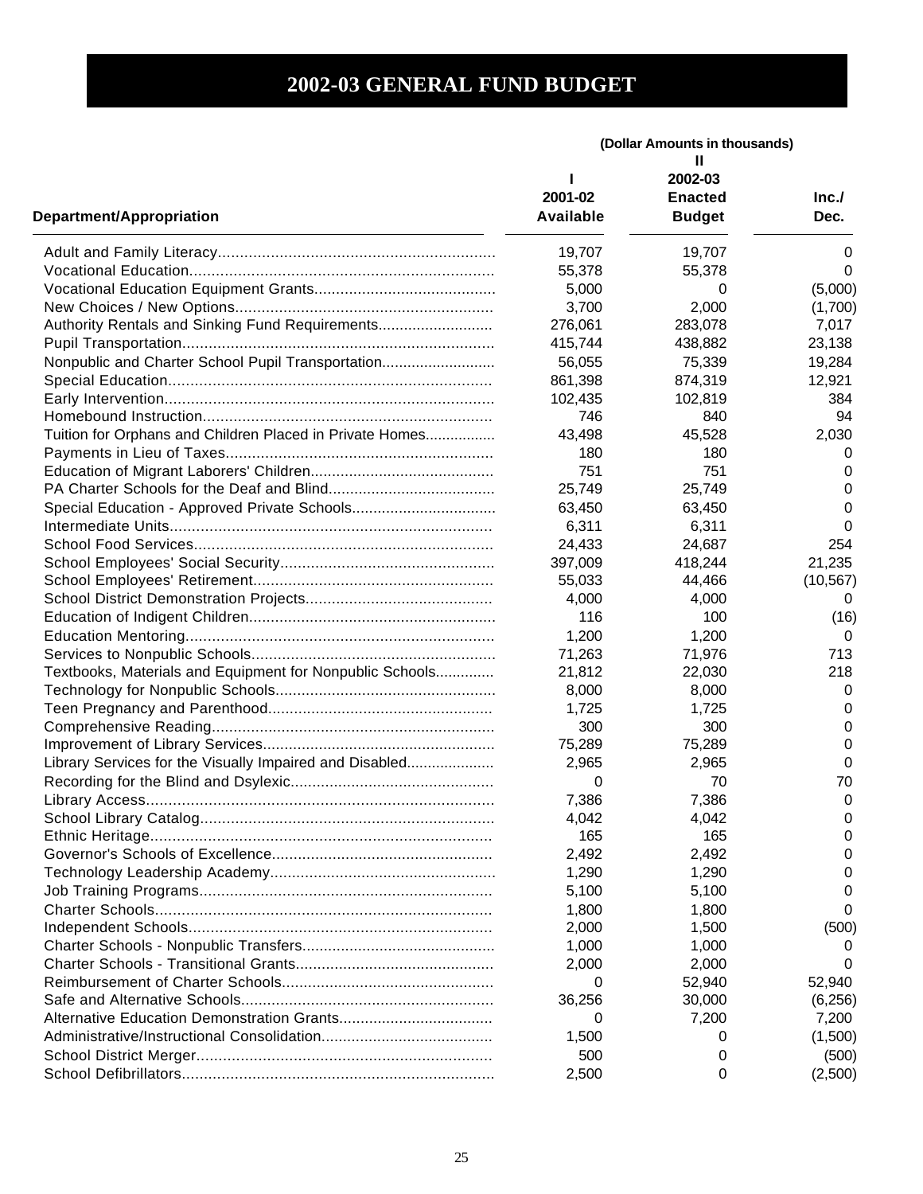# 2002-03 GENERAL FUND BUDGET

| Department/Appropriation | I<br>2001-02<br>Available | (Dollar Amounts in thousands)<br>II<br>2002-03<br>Enacted<br>Budget | Inc./<br>Dec. |
|---|---|---|---|
| Adult and Family Literacy | 19,707 | 19,707 | 0 |
| Vocational Education | 55,378 | 55,378 | 0 |
| Vocational Education Equipment Grants | 5,000 | 0 | (5,000) |
| New Choices / New Options | 3,700 | 2,000 | (1,700) |
| Authority Rentals and Sinking Fund Requirements | 276,061 | 283,078 | 7,017 |
| Pupil Transportation | 415,744 | 438,882 | 23,138 |
| Nonpublic and Charter School Pupil Transportation | 56,055 | 75,339 | 19,284 |
| Special Education | 861,398 | 874,319 | 12,921 |
| Early Intervention | 102,435 | 102,819 | 384 |
| Homebound Instruction | 746 | 840 | 94 |
| Tuition for Orphans and Children Placed in Private Homes | 43,498 | 45,528 | 2,030 |
| Payments in Lieu of Taxes | 180 | 180 | 0 |
| Education of Migrant Laborers' Children | 751 | 751 | 0 |
| PA Charter Schools for the Deaf and Blind | 25,749 | 25,749 | 0 |
| Special Education - Approved Private Schools | 63,450 | 63,450 | 0 |
| Intermediate Units | 6,311 | 6,311 | 0 |
| School Food Services | 24,433 | 24,687 | 254 |
| School Employees' Social Security | 397,009 | 418,244 | 21,235 |
| School Employees' Retirement | 55,033 | 44,466 | (10,567) |
| School District Demonstration Projects | 4,000 | 4,000 | 0 |
| Education of Indigent Children | 116 | 100 | (16) |
| Education Mentoring | 1,200 | 1,200 | 0 |
| Services to Nonpublic Schools | 71,263 | 71,976 | 713 |
| Textbooks, Materials and Equipment for Nonpublic Schools | 21,812 | 22,030 | 218 |
| Technology for Nonpublic Schools | 8,000 | 8,000 | 0 |
| Teen Pregnancy and Parenthood | 1,725 | 1,725 | 0 |
| Comprehensive Reading | 300 | 300 | 0 |
| Improvement of Library Services | 75,289 | 75,289 | 0 |
| Library Services for the Visually Impaired and Disabled | 2,965 | 2,965 | 0 |
| Recording for the Blind and Dsylexic | 0 | 70 | 70 |
| Library Access | 7,386 | 7,386 | 0 |
| School Library Catalog | 4,042 | 4,042 | 0 |
| Ethnic Heritage | 165 | 165 | 0 |
| Governor's Schools of Excellence | 2,492 | 2,492 | 0 |
| Technology Leadership Academy | 1,290 | 1,290 | 0 |
| Job Training Programs | 5,100 | 5,100 | 0 |
| Charter Schools | 1,800 | 1,800 | 0 |
| Independent Schools | 2,000 | 1,500 | (500) |
| Charter Schools - Nonpublic Transfers | 1,000 | 1,000 | 0 |
| Charter Schools - Transitional Grants | 2,000 | 2,000 | 0 |
| Reimbursement of Charter Schools | 0 | 52,940 | 52,940 |
| Safe and Alternative Schools | 36,256 | 30,000 | (6,256) |
| Alternative Education Demonstration Grants | 0 | 7,200 | 7,200 |
| Administrative/Instructional Consolidation | 1,500 | 0 | (1,500) |
| School District Merger | 500 | 0 | (500) |
| School Defibrillators | 2,500 | 0 | (2,500) |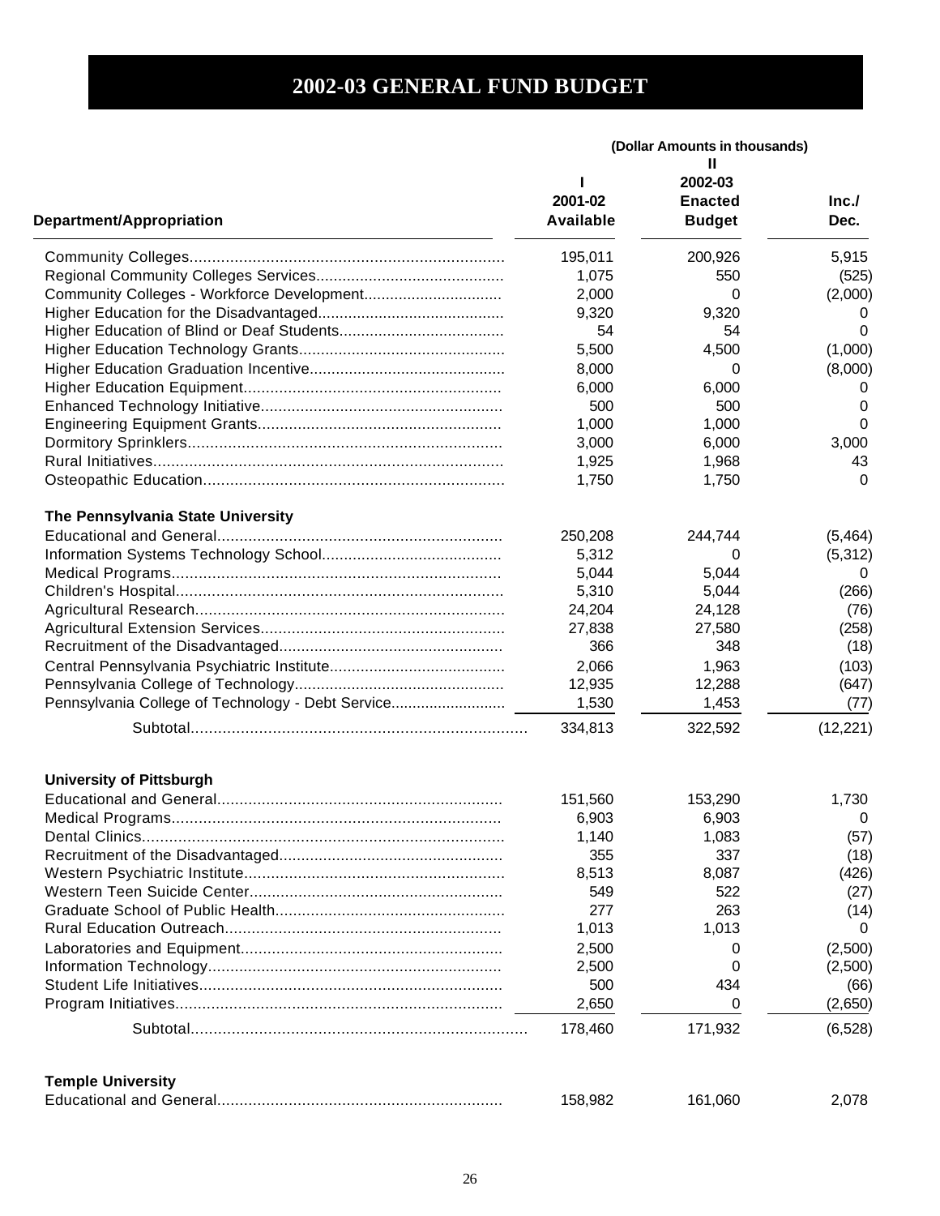# 2002-03 GENERAL FUND BUDGET

(Dollar Amounts in thousands)

| Department/Appropriation | I<br>2001-02<br>Available | II<br>2002-03<br>Enacted<br>Budget | Inc./<br>Dec. |
|---|---|---|---|
| Community Colleges | 195,011 | 200,926 | 5,915 |
| Regional Community Colleges Services | 1,075 | 550 | (525) |
| Community Colleges - Workforce Development | 2,000 | 0 | (2,000) |
| Higher Education for the Disadvantaged | 9,320 | 9,320 | 0 |
| Higher Education of Blind or Deaf Students | 54 | 54 | 0 |
| Higher Education Technology Grants | 5,500 | 4,500 | (1,000) |
| Higher Education Graduation Incentive | 8,000 | 0 | (8,000) |
| Higher Education Equipment | 6,000 | 6,000 | 0 |
| Enhanced Technology Initiative | 500 | 500 | 0 |
| Engineering Equipment Grants | 1,000 | 1,000 | 0 |
| Dormitory Sprinklers | 3,000 | 6,000 | 3,000 |
| Rural Initiatives | 1,925 | 1,968 | 43 |
| Osteopathic Education | 1,750 | 1,750 | 0 |
| **The Pennsylvania State University** | | | |
| Educational and General | 250,208 | 244,744 | (5,464) |
| Information Systems Technology School | 5,312 | 0 | (5,312) |
| Medical Programs | 5,044 | 5,044 | 0 |
| Children's Hospital | 5,310 | 5,044 | (266) |
| Agricultural Research | 24,204 | 24,128 | (76) |
| Agricultural Extension Services | 27,838 | 27,580 | (258) |
| Recruitment of the Disadvantaged | 366 | 348 | (18) |
| Central Pennsylvania Psychiatric Institute | 2,066 | 1,963 | (103) |
| Pennsylvania College of Technology | 12,935 | 12,288 | (647) |
| Pennsylvania College of Technology - Debt Service | 1,530 | 1,453 | (77) |
| Subtotal | 334,813 | 322,592 | (12,221) |
| **University of Pittsburgh** | | | |
| Educational and General | 151,560 | 153,290 | 1,730 |
| Medical Programs | 6,903 | 6,903 | 0 |
| Dental Clinics | 1,140 | 1,083 | (57) |
| Recruitment of the Disadvantaged | 355 | 337 | (18) |
| Western Psychiatric Institute | 8,513 | 8,087 | (426) |
| Western Teen Suicide Center | 549 | 522 | (27) |
| Graduate School of Public Health | 277 | 263 | (14) |
| Rural Education Outreach | 1,013 | 1,013 | 0 |
| Laboratories and Equipment | 2,500 | 0 | (2,500) |
| Information Technology | 2,500 | 0 | (2,500) |
| Student Life Initiatives | 500 | 434 | (66) |
| Program Initiatives | 2,650 | 0 | (2,650) |
| Subtotal | 178,460 | 171,932 | (6,528) |
| **Temple University** | | | |
| Educational and General | 158,982 | 161,060 | 2,078 |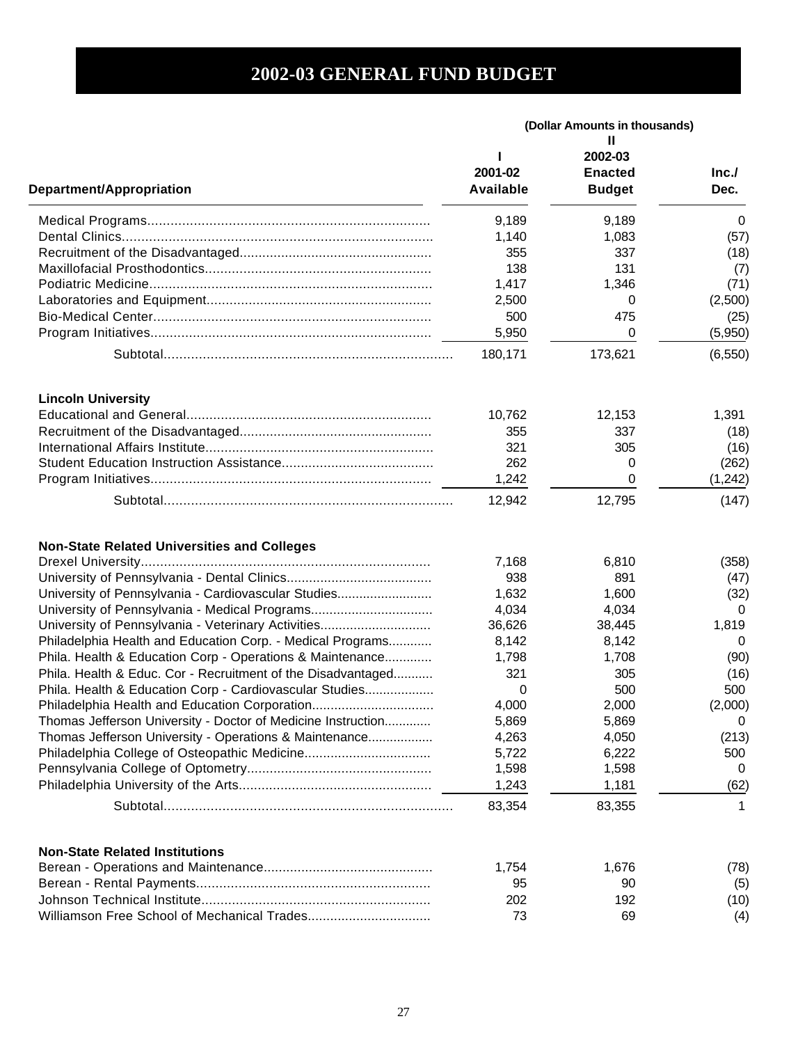# 2002-03 GENERAL FUND BUDGET

(Dollar Amounts in thousands)

| Department/Appropriation | I 2001-02 Available | II 2002-03 Enacted Budget | Inc./ Dec. |
|---|---|---|---|
| Medical Programs | 9,189 | 9,189 | 0 |
| Dental Clinics | 1,140 | 1,083 | (57) |
| Recruitment of the Disadvantaged | 355 | 337 | (18) |
| Maxillofacial Prosthodontics | 138 | 131 | (7) |
| Podiatric Medicine | 1,417 | 1,346 | (71) |
| Laboratories and Equipment | 2,500 | 0 | (2,500) |
| Bio-Medical Center | 500 | 475 | (25) |
| Program Initiatives | 5,950 | 0 | (5,950) |
| Subtotal | 180,171 | 173,621 | (6,550) |
| **Lincoln University** | | | |
| Educational and General | 10,762 | 12,153 | 1,391 |
| Recruitment of the Disadvantaged | 355 | 337 | (18) |
| International Affairs Institute | 321 | 305 | (16) |
| Student Education Instruction Assistance | 262 | 0 | (262) |
| Program Initiatives | 1,242 | 0 | (1,242) |
| Subtotal | 12,942 | 12,795 | (147) |
| **Non-State Related Universities and Colleges** | | | |
| Drexel University | 7,168 | 6,810 | (358) |
| University of Pennsylvania - Dental Clinics | 938 | 891 | (47) |
| University of Pennsylvania - Cardiovascular Studies | 1,632 | 1,600 | (32) |
| University of Pennsylvania - Medical Programs | 4,034 | 4,034 | 0 |
| University of Pennsylvania - Veterinary Activities | 36,626 | 38,445 | 1,819 |
| Philadelphia Health and Education Corp. - Medical Programs | 8,142 | 8,142 | 0 |
| Phila. Health & Education Corp - Operations & Maintenance | 1,798 | 1,708 | (90) |
| Phila. Health & Educ. Cor - Recruitment of the Disadvantaged | 321 | 305 | (16) |
| Phila. Health & Education Corp - Cardiovascular Studies | 0 | 500 | 500 |
| Philadelphia Health and Education Corporation | 4,000 | 2,000 | (2,000) |
| Thomas Jefferson University - Doctor of Medicine Instruction | 5,869 | 5,869 | 0 |
| Thomas Jefferson University - Operations & Maintenance | 4,263 | 4,050 | (213) |
| Philadelphia College of Osteopathic Medicine | 5,722 | 6,222 | 500 |
| Pennsylvania College of Optometry | 1,598 | 1,598 | 0 |
| Philadelphia University of the Arts | 1,243 | 1,181 | (62) |
| Subtotal | 83,354 | 83,355 | 1 |
| **Non-State Related Institutions** | | | |
| Berean - Operations and Maintenance | 1,754 | 1,676 | (78) |
| Berean - Rental Payments | 95 | 90 | (5) |
| Johnson Technical Institute | 202 | 192 | (10) |
| Williamson Free School of Mechanical Trades | 73 | 69 | (4) |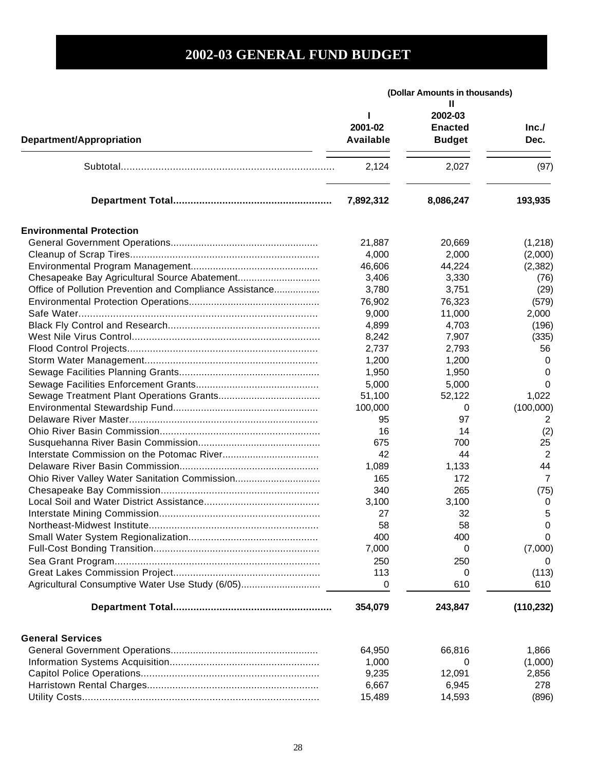# 2002-03 GENERAL FUND BUDGET

| Department/Appropriation | I<br>2001-02<br>Available | II<br>2002-03<br>Enacted<br>Budget | Inc./<br>Dec. |
|---|---|---|---|
| | (Dollar Amounts in thousands) | | |
| Subtotal | 2,124 | 2,027 | (97) |
| **Department Total** | **7,892,312** | **8,086,247** | **193,935** |
| **Environmental Protection** | | | |
| General Government Operations | 21,887 | 20,669 | (1,218) |
| Cleanup of Scrap Tires | 4,000 | 2,000 | (2,000) |
| Environmental Program Management | 46,606 | 44,224 | (2,382) |
| Chesapeake Bay Agricultural Source Abatement | 3,406 | 3,330 | (76) |
| Office of Pollution Prevention and Compliance Assistance | 3,780 | 3,751 | (29) |
| Environmental Protection Operations | 76,902 | 76,323 | (579) |
| Safe Water | 9,000 | 11,000 | 2,000 |
| Black Fly Control and Research | 4,899 | 4,703 | (196) |
| West Nile Virus Control | 8,242 | 7,907 | (335) |
| Flood Control Projects | 2,737 | 2,793 | 56 |
| Storm Water Management | 1,200 | 1,200 | 0 |
| Sewage Facilities Planning Grants | 1,950 | 1,950 | 0 |
| Sewage Facilities Enforcement Grants | 5,000 | 5,000 | 0 |
| Sewage Treatment Plant Operations Grants | 51,100 | 52,122 | 1,022 |
| Environmental Stewardship Fund | 100,000 | 0 | (100,000) |
| Delaware River Master | 95 | 97 | 2 |
| Ohio River Basin Commission | 16 | 14 | (2) |
| Susquehanna River Basin Commission | 675 | 700 | 25 |
| Interstate Commission on the Potomac River | 42 | 44 | 2 |
| Delaware River Basin Commission | 1,089 | 1,133 | 44 |
| Ohio River Valley Water Sanitation Commission | 165 | 172 | 7 |
| Chesapeake Bay Commission | 340 | 265 | (75) |
| Local Soil and Water District Assistance | 3,100 | 3,100 | 0 |
| Interstate Mining Commission | 27 | 32 | 5 |
| Northeast-Midwest Institute | 58 | 58 | 0 |
| Small Water System Regionalization | 400 | 400 | 0 |
| Full-Cost Bonding Transition | 7,000 | 0 | (7,000) |
| Sea Grant Program | 250 | 250 | 0 |
| Great Lakes Commission Project | 113 | 0 | (113) |
| Agricultural Consumptive Water Use Study (6/05) | 0 | 610 | 610 |
| **Department Total** | **354,079** | **243,847** | **(110,232)** |
| **General Services** | | | |
| General Government Operations | 64,950 | 66,816 | 1,866 |
| Information Systems Acquisition | 1,000 | 0 | (1,000) |
| Capitol Police Operations | 9,235 | 12,091 | 2,856 |
| Harristown Rental Charges | 6,667 | 6,945 | 278 |
| Utility Costs | 15,489 | 14,593 | (896) |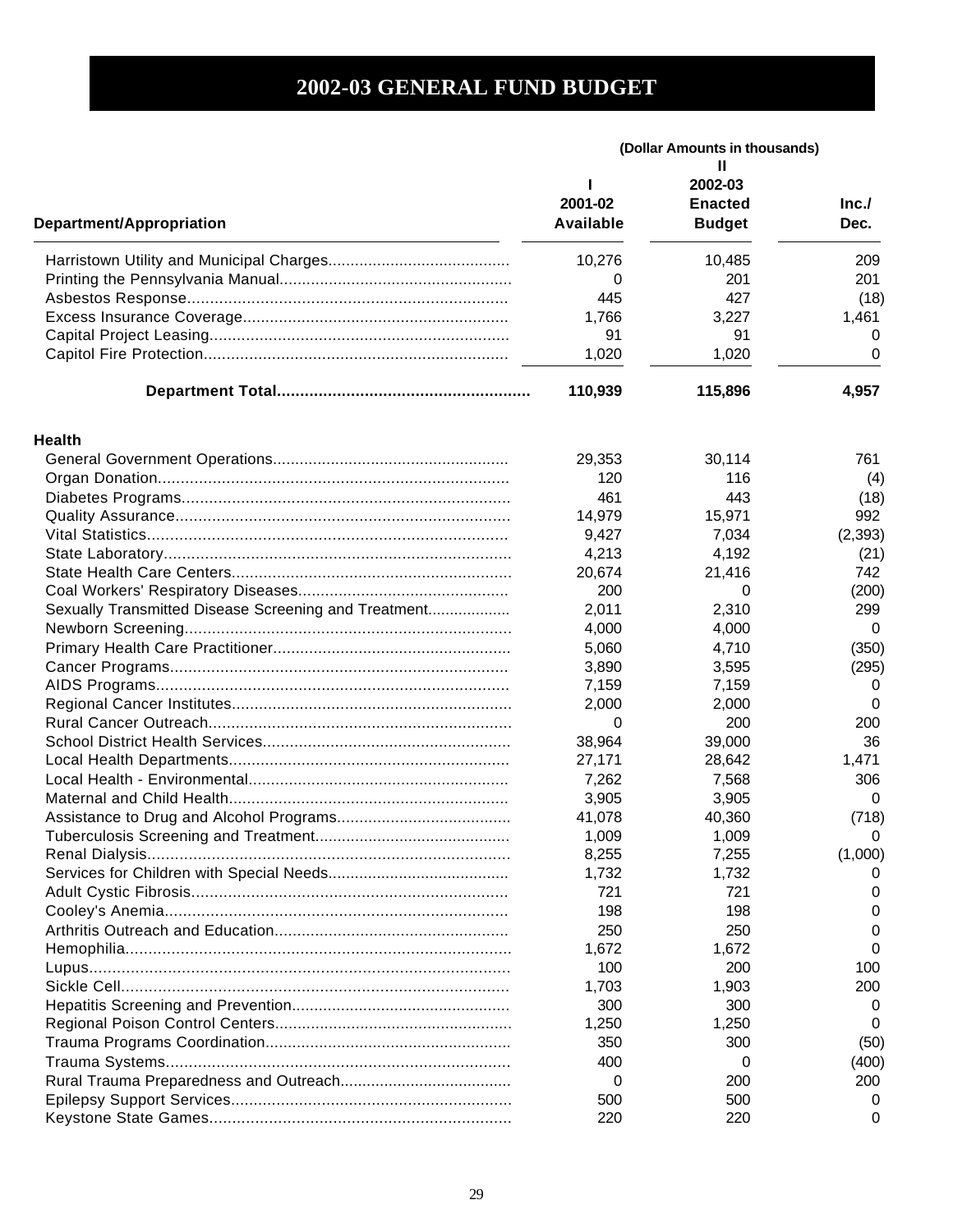# 2002-03 GENERAL FUND BUDGET

| Department/Appropriation | (Dollar Amounts in thousands) I 2001-02 Available | II 2002-03 Enacted Budget | Inc./ Dec. |
|---|---|---|---|
| Harristown Utility and Municipal Charges | 10,276 | 10,485 | 209 |
| Printing the Pennsylvania Manual | 0 | 201 | 201 |
| Asbestos Response | 445 | 427 | (18) |
| Excess Insurance Coverage | 1,766 | 3,227 | 1,461 |
| Capital Project Leasing | 91 | 91 | 0 |
| Capitol Fire Protection | 1,020 | 1,020 | 0 |
| **Department Total** | **110,939** | **115,896** | **4,957** |
| **Health** | | | |
| General Government Operations | 29,353 | 30,114 | 761 |
| Organ Donation | 120 | 116 | (4) |
| Diabetes Programs | 461 | 443 | (18) |
| Quality Assurance | 14,979 | 15,971 | 992 |
| Vital Statistics | 9,427 | 7,034 | (2,393) |
| State Laboratory | 4,213 | 4,192 | (21) |
| State Health Care Centers | 20,674 | 21,416 | 742 |
| Coal Workers' Respiratory Diseases | 200 | 0 | (200) |
| Sexually Transmitted Disease Screening and Treatment | 2,011 | 2,310 | 299 |
| Newborn Screening | 4,000 | 4,000 | 0 |
| Primary Health Care Practitioner | 5,060 | 4,710 | (350) |
| Cancer Programs | 3,890 | 3,595 | (295) |
| AIDS Programs | 7,159 | 7,159 | 0 |
| Regional Cancer Institutes | 2,000 | 2,000 | 0 |
| Rural Cancer Outreach | 0 | 200 | 200 |
| School District Health Services | 38,964 | 39,000 | 36 |
| Local Health Departments | 27,171 | 28,642 | 1,471 |
| Local Health - Environmental | 7,262 | 7,568 | 306 |
| Maternal and Child Health | 3,905 | 3,905 | 0 |
| Assistance to Drug and Alcohol Programs | 41,078 | 40,360 | (718) |
| Tuberculosis Screening and Treatment | 1,009 | 1,009 | 0 |
| Renal Dialysis | 8,255 | 7,255 | (1,000) |
| Services for Children with Special Needs | 1,732 | 1,732 | 0 |
| Adult Cystic Fibrosis | 721 | 721 | 0 |
| Cooley's Anemia | 198 | 198 | 0 |
| Arthritis Outreach and Education | 250 | 250 | 0 |
| Hemophilia | 1,672 | 1,672 | 0 |
| Lupus | 100 | 200 | 100 |
| Sickle Cell | 1,703 | 1,903 | 200 |
| Hepatitis Screening and Prevention | 300 | 300 | 0 |
| Regional Poison Control Centers | 1,250 | 1,250 | 0 |
| Trauma Programs Coordination | 350 | 300 | (50) |
| Trauma Systems | 400 | 0 | (400) |
| Rural Trauma Preparedness and Outreach | 0 | 200 | 200 |
| Epilepsy Support Services | 500 | 500 | 0 |
| Keystone State Games | 220 | 220 | 0 |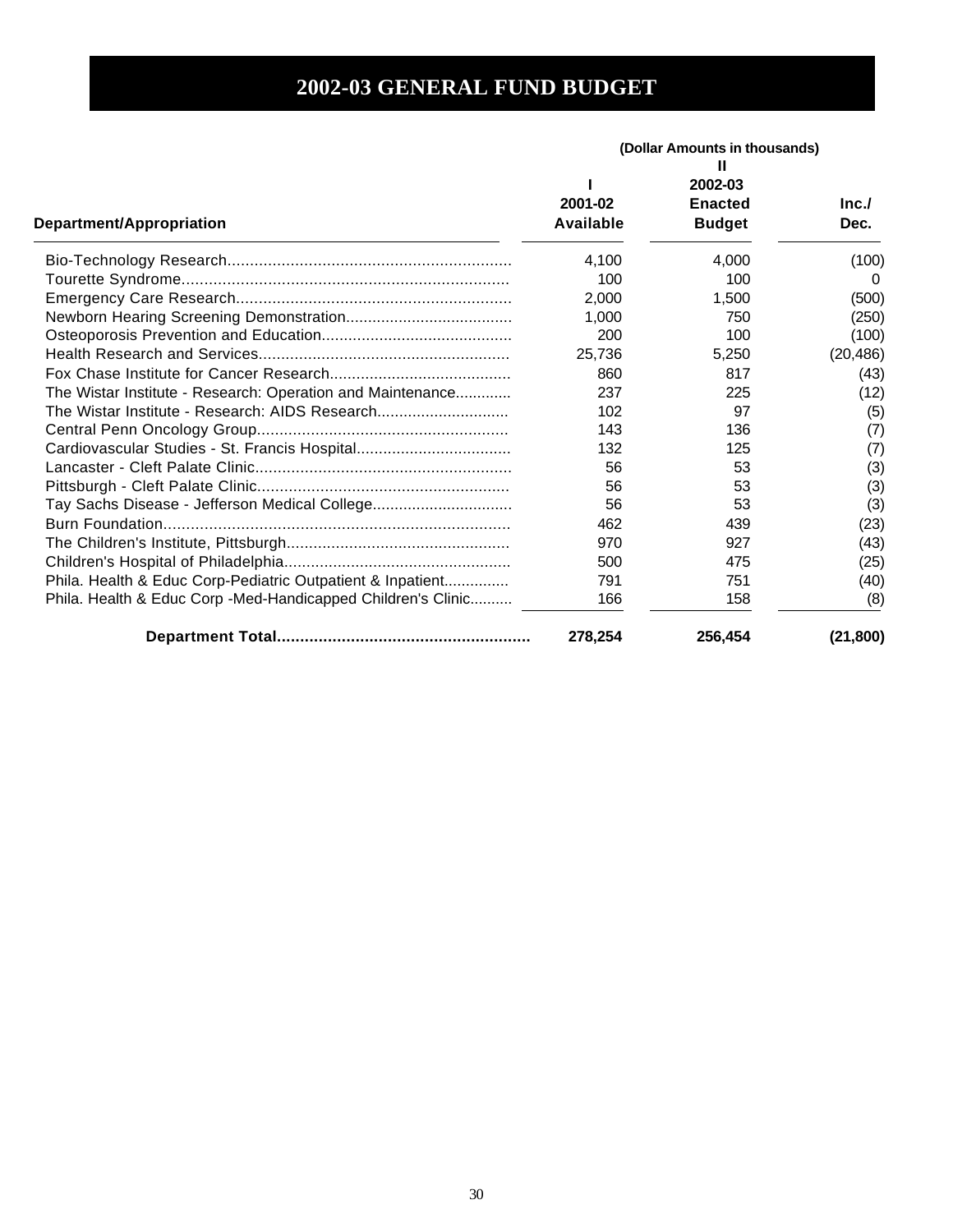# 2002-03 GENERAL FUND BUDGET

(Dollar Amounts in thousands)

| Department/Appropriation | I<br>2001-02<br>Available | II<br>2002-03<br>Enacted<br>Budget | Inc./<br>Dec. |
|---|---|---|---|
| Bio-Technology Research | 4,100 | 4,000 | (100) |
| Tourette Syndrome | 100 | 100 | 0 |
| Emergency Care Research | 2,000 | 1,500 | (500) |
| Newborn Hearing Screening Demonstration | 1,000 | 750 | (250) |
| Osteoporosis Prevention and Education | 200 | 100 | (100) |
| Health Research and Services | 25,736 | 5,250 | (20,486) |
| Fox Chase Institute for Cancer Research | 860 | 817 | (43) |
| The Wistar Institute - Research: Operation and Maintenance | 237 | 225 | (12) |
| The Wistar Institute - Research: AIDS Research | 102 | 97 | (5) |
| Central Penn Oncology Group | 143 | 136 | (7) |
| Cardiovascular Studies - St. Francis Hospital | 132 | 125 | (7) |
| Lancaster - Cleft Palate Clinic | 56 | 53 | (3) |
| Pittsburgh - Cleft Palate Clinic | 56 | 53 | (3) |
| Tay Sachs Disease - Jefferson Medical College | 56 | 53 | (3) |
| Burn Foundation | 462 | 439 | (23) |
| The Children's Institute, Pittsburgh | 970 | 927 | (43) |
| Children's Hospital of Philadelphia | 500 | 475 | (25) |
| Phila. Health & Educ Corp-Pediatric Outpatient & Inpatient | 791 | 751 | (40) |
| Phila. Health & Educ Corp -Med-Handicapped Children's Clinic | 166 | 158 | (8) |
| **Department Total** | **278,254** | **256,454** | **(21,800)** |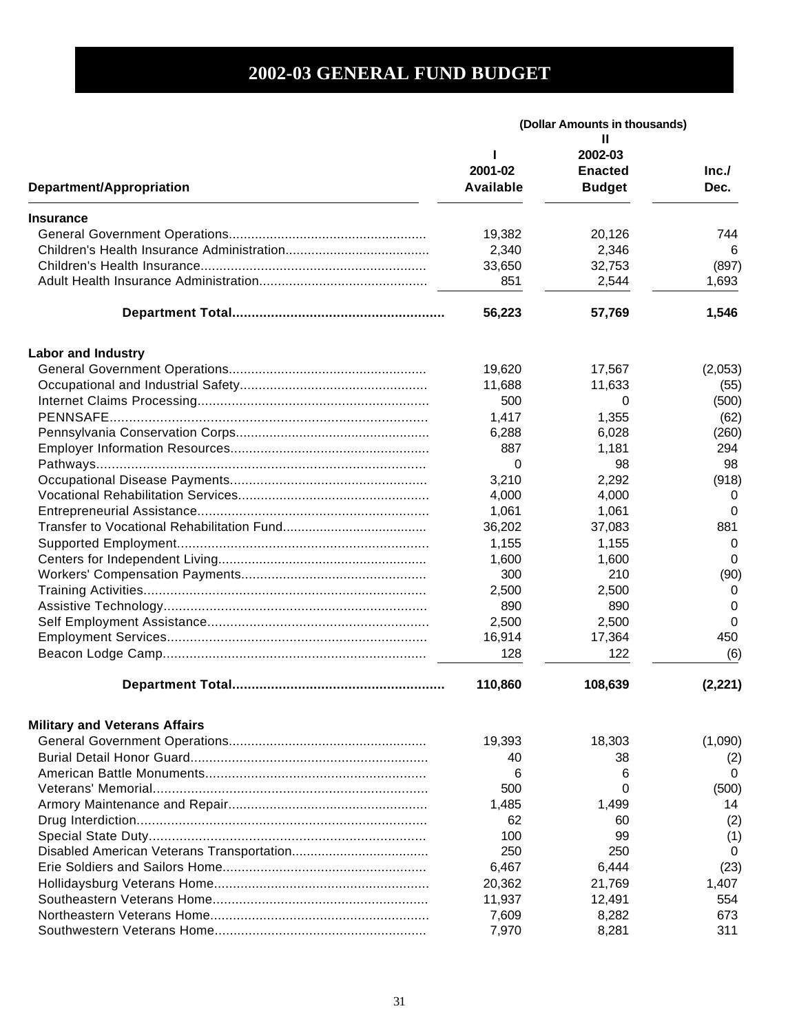# 2002-03 GENERAL FUND BUDGET

(Dollar Amounts in thousands)

| Department/Appropriation | I 2001-02 Available | II 2002-03 Enacted Budget | Inc./ Dec. |
|---|---|---|---|
| **Insurance** | | | |
| General Government Operations | 19,382 | 20,126 | 744 |
| Children's Health Insurance Administration | 2,340 | 2,346 | 6 |
| Children's Health Insurance | 33,650 | 32,753 | (897) |
| Adult Health Insurance Administration | 851 | 2,544 | 1,693 |
| **Department Total** | **56,223** | **57,769** | **1,546** |
| **Labor and Industry** | | | |
| General Government Operations | 19,620 | 17,567 | (2,053) |
| Occupational and Industrial Safety | 11,688 | 11,633 | (55) |
| Internet Claims Processing | 500 | 0 | (500) |
| PENNSAFE | 1,417 | 1,355 | (62) |
| Pennsylvania Conservation Corps | 6,288 | 6,028 | (260) |
| Employer Information Resources | 887 | 1,181 | 294 |
| Pathways | 0 | 98 | 98 |
| Occupational Disease Payments | 3,210 | 2,292 | (918) |
| Vocational Rehabilitation Services | 4,000 | 4,000 | 0 |
| Entrepreneurial Assistance | 1,061 | 1,061 | 0 |
| Transfer to Vocational Rehabilitation Fund | 36,202 | 37,083 | 881 |
| Supported Employment | 1,155 | 1,155 | 0 |
| Centers for Independent Living | 1,600 | 1,600 | 0 |
| Workers' Compensation Payments | 300 | 210 | (90) |
| Training Activities | 2,500 | 2,500 | 0 |
| Assistive Technology | 890 | 890 | 0 |
| Self Employment Assistance | 2,500 | 2,500 | 0 |
| Employment Services | 16,914 | 17,364 | 450 |
| Beacon Lodge Camp | 128 | 122 | (6) |
| **Department Total** | **110,860** | **108,639** | **(2,221)** |
| **Military and Veterans Affairs** | | | |
| General Government Operations | 19,393 | 18,303 | (1,090) |
| Burial Detail Honor Guard | 40 | 38 | (2) |
| American Battle Monuments | 6 | 6 | 0 |
| Veterans' Memorial | 500 | 0 | (500) |
| Armory Maintenance and Repair | 1,485 | 1,499 | 14 |
| Drug Interdiction | 62 | 60 | (2) |
| Special State Duty | 100 | 99 | (1) |
| Disabled American Veterans Transportation | 250 | 250 | 0 |
| Erie Soldiers and Sailors Home | 6,467 | 6,444 | (23) |
| Hollidaysburg Veterans Home | 20,362 | 21,769 | 1,407 |
| Southeastern Veterans Home | 11,937 | 12,491 | 554 |
| Northeastern Veterans Home | 7,609 | 8,282 | 673 |
| Southwestern Veterans Home | 7,970 | 8,281 | 311 |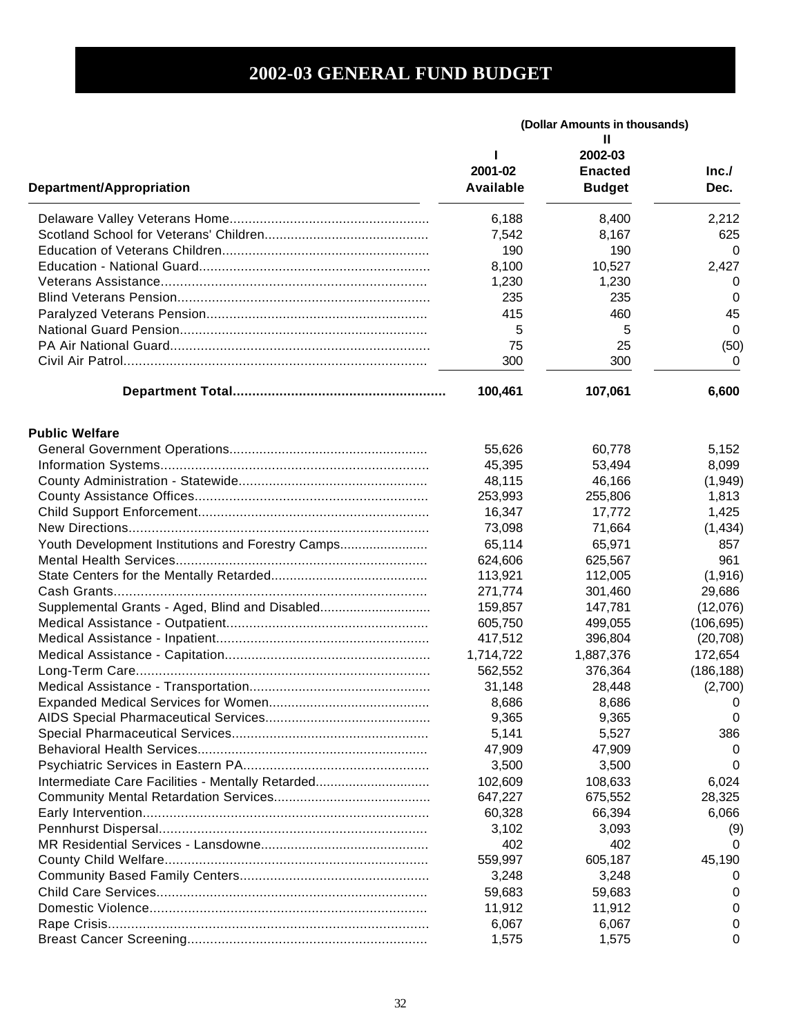# 2002-03 GENERAL FUND BUDGET

| Department/Appropriation | (Dollar Amounts in thousands) I 2001-02 Available | II 2002-03 Enacted Budget | Inc./ Dec. |
|---|---|---|---|
| Delaware Valley Veterans Home | 6,188 | 8,400 | 2,212 |
| Scotland School for Veterans' Children | 7,542 | 8,167 | 625 |
| Education of Veterans Children | 190 | 190 | 0 |
| Education - National Guard | 8,100 | 10,527 | 2,427 |
| Veterans Assistance | 1,230 | 1,230 | 0 |
| Blind Veterans Pension | 235 | 235 | 0 |
| Paralyzed Veterans Pension | 415 | 460 | 45 |
| National Guard Pension | 5 | 5 | 0 |
| PA Air National Guard | 75 | 25 | (50) |
| Civil Air Patrol | 300 | 300 | 0 |
| **Department Total** | **100,461** | **107,061** | **6,600** |
| **Public Welfare** | | | |
| General Government Operations | 55,626 | 60,778 | 5,152 |
| Information Systems | 45,395 | 53,494 | 8,099 |
| County Administration - Statewide | 48,115 | 46,166 | (1,949) |
| County Assistance Offices | 253,993 | 255,806 | 1,813 |
| Child Support Enforcement | 16,347 | 17,772 | 1,425 |
| New Directions | 73,098 | 71,664 | (1,434) |
| Youth Development Institutions and Forestry Camps | 65,114 | 65,971 | 857 |
| Mental Health Services | 624,606 | 625,567 | 961 |
| State Centers for the Mentally Retarded | 113,921 | 112,005 | (1,916) |
| Cash Grants | 271,774 | 301,460 | 29,686 |
| Supplemental Grants - Aged, Blind and Disabled | 159,857 | 147,781 | (12,076) |
| Medical Assistance - Outpatient | 605,750 | 499,055 | (106,695) |
| Medical Assistance - Inpatient | 417,512 | 396,804 | (20,708) |
| Medical Assistance - Capitation | 1,714,722 | 1,887,376 | 172,654 |
| Long-Term Care | 562,552 | 376,364 | (186,188) |
| Medical Assistance - Transportation | 31,148 | 28,448 | (2,700) |
| Expanded Medical Services for Women | 8,686 | 8,686 | 0 |
| AIDS Special Pharmaceutical Services | 9,365 | 9,365 | 0 |
| Special Pharmaceutical Services | 5,141 | 5,527 | 386 |
| Behavioral Health Services | 47,909 | 47,909 | 0 |
| Psychiatric Services in Eastern PA | 3,500 | 3,500 | 0 |
| Intermediate Care Facilities - Mentally Retarded | 102,609 | 108,633 | 6,024 |
| Community Mental Retardation Services | 647,227 | 675,552 | 28,325 |
| Early Intervention | 60,328 | 66,394 | 6,066 |
| Pennhurst Dispersal | 3,102 | 3,093 | (9) |
| MR Residential Services - Lansdowne | 402 | 402 | 0 |
| County Child Welfare | 559,997 | 605,187 | 45,190 |
| Community Based Family Centers | 3,248 | 3,248 | 0 |
| Child Care Services | 59,683 | 59,683 | 0 |
| Domestic Violence | 11,912 | 11,912 | 0 |
| Rape Crisis | 6,067 | 6,067 | 0 |
| Breast Cancer Screening | 1,575 | 1,575 | 0 |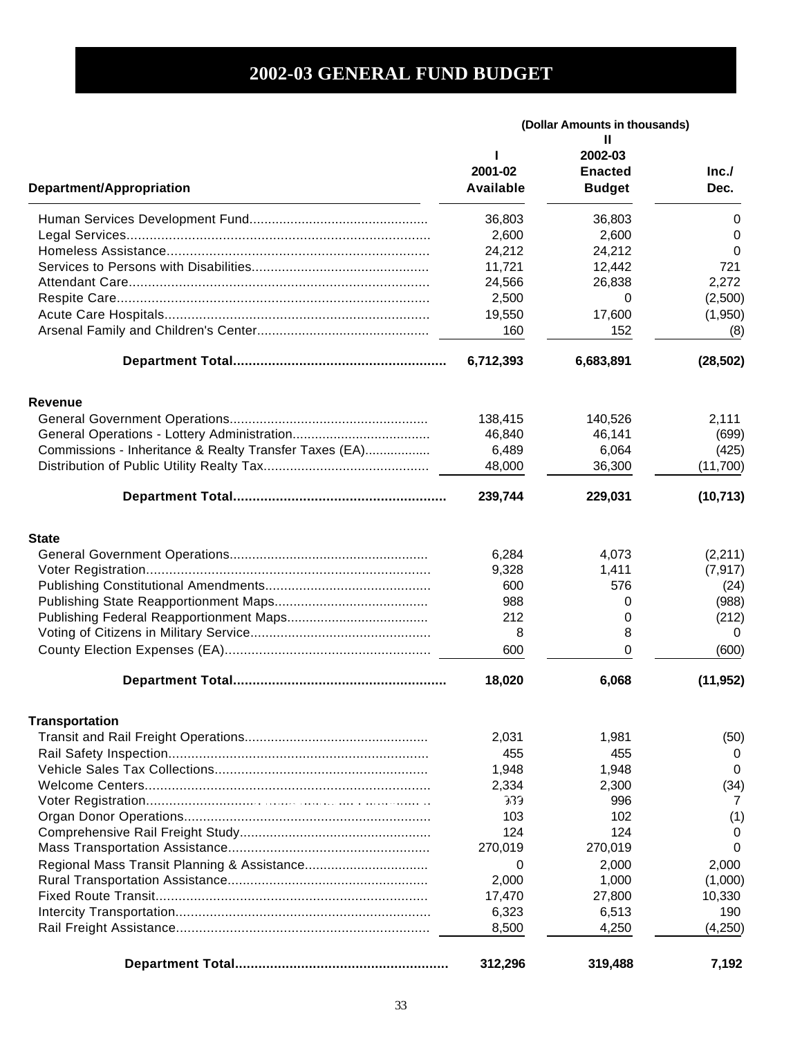# 2002-03 GENERAL FUND BUDGET

| Department/Appropriation | I<br>2001-02<br>Available | II<br>2002-03<br>Enacted<br>Budget | Inc./<br>Dec. |
|---|---|---|---|
| | | *(Dollar Amounts in thousands)* | |
| Human Services Development Fund | 36,803 | 36,803 | 0 |
| Legal Services | 2,600 | 2,600 | 0 |
| Homeless Assistance | 24,212 | 24,212 | 0 |
| Services to Persons with Disabilities | 11,721 | 12,442 | 721 |
| Attendant Care | 24,566 | 26,838 | 2,272 |
| Respite Care | 2,500 | 0 | (2,500) |
| Acute Care Hospitals | 19,550 | 17,600 | (1,950) |
| Arsenal Family and Children's Center | 160 | 152 | (8) |
| **Department Total** | **6,712,393** | **6,683,891** | **(28,502)** |
| **Revenue** | | | |
| General Government Operations | 138,415 | 140,526 | 2,111 |
| General Operations - Lottery Administration | 46,840 | 46,141 | (699) |
| Commissions - Inheritance & Realty Transfer Taxes (EA) | 6,489 | 6,064 | (425) |
| Distribution of Public Utility Realty Tax | 48,000 | 36,300 | (11,700) |
| **Department Total** | **239,744** | **229,031** | **(10,713)** |
| **State** | | | |
| General Government Operations | 6,284 | 4,073 | (2,211) |
| Voter Registration | 9,328 | 1,411 | (7,917) |
| Publishing Constitutional Amendments | 600 | 576 | (24) |
| Publishing State Reapportionment Maps | 988 | 0 | (988) |
| Publishing Federal Reapportionment Maps | 212 | 0 | (212) |
| Voting of Citizens in Military Service | 8 | 8 | 0 |
| County Election Expenses (EA) | 600 | 0 | (600) |
| **Department Total** | **18,020** | **6,068** | **(11,952)** |
| **Transportation** | | | |
| Transit and Rail Freight Operations | 2,031 | 1,981 | (50) |
| Rail Safety Inspection | 455 | 455 | 0 |
| Vehicle Sales Tax Collections | 1,948 | 1,948 | 0 |
| Welcome Centers | 2,334 | 2,300 | (34) |
| Voter Registration | 989 | 996 | 7 |
| Organ Donor Operations | 103 | 102 | (1) |
| Comprehensive Rail Freight Study | 124 | 124 | 0 |
| Mass Transportation Assistance | 270,019 | 270,019 | 0 |
| Regional Mass Transit Planning & Assistance | 0 | 2,000 | 2,000 |
| Rural Transportation Assistance | 2,000 | 1,000 | (1,000) |
| Fixed Route Transit | 17,470 | 27,800 | 10,330 |
| Intercity Transportation | 6,323 | 6,513 | 190 |
| Rail Freight Assistance | 8,500 | 4,250 | (4,250) |
| **Department Total** | **312,296** | **319,488** | **7,192** |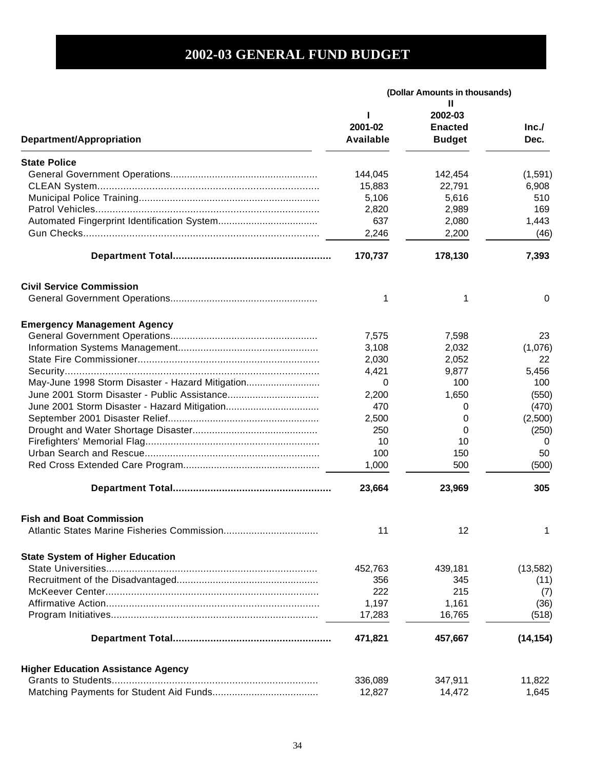# 2002-03 GENERAL FUND BUDGET

| Department/Appropriation | (Dollar Amounts in thousands) | | |
|---|---|---|---|
| | I 2001-02 Available | II 2002-03 Enacted Budget | Inc./ Dec. |
| **State Police** | | | |
| General Government Operations | 144,045 | 142,454 | (1,591) |
| CLEAN System | 15,883 | 22,791 | 6,908 |
| Municipal Police Training | 5,106 | 5,616 | 510 |
| Patrol Vehicles | 2,820 | 2,989 | 169 |
| Automated Fingerprint Identification System | 637 | 2,080 | 1,443 |
| Gun Checks | 2,246 | 2,200 | (46) |
| **Department Total** | **170,737** | **178,130** | **7,393** |
| **Civil Service Commission** | | | |
| General Government Operations | 1 | 1 | 0 |
| **Emergency Management Agency** | | | |
| General Government Operations | 7,575 | 7,598 | 23 |
| Information Systems Management | 3,108 | 2,032 | (1,076) |
| State Fire Commissioner | 2,030 | 2,052 | 22 |
| Security | 4,421 | 9,877 | 5,456 |
| May-June 1998 Storm Disaster - Hazard Mitigation | 0 | 100 | 100 |
| June 2001 Storm Disaster - Public Assistance | 2,200 | 1,650 | (550) |
| June 2001 Storm Disaster - Hazard Mitigation | 470 | 0 | (470) |
| September 2001 Disaster Relief | 2,500 | 0 | (2,500) |
| Drought and Water Shortage Disaster | 250 | 0 | (250) |
| Firefighters' Memorial Flag | 10 | 10 | 0 |
| Urban Search and Rescue | 100 | 150 | 50 |
| Red Cross Extended Care Program | 1,000 | 500 | (500) |
| **Department Total** | **23,664** | **23,969** | **305** |
| **Fish and Boat Commission** | | | |
| Atlantic States Marine Fisheries Commission | 11 | 12 | 1 |
| **State System of Higher Education** | | | |
| State Universities | 452,763 | 439,181 | (13,582) |
| Recruitment of the Disadvantaged | 356 | 345 | (11) |
| McKeever Center | 222 | 215 | (7) |
| Affirmative Action | 1,197 | 1,161 | (36) |
| Program Initiatives | 17,283 | 16,765 | (518) |
| **Department Total** | **471,821** | **457,667** | **(14,154)** |
| **Higher Education Assistance Agency** | | | |
| Grants to Students | 336,089 | 347,911 | 11,822 |
| Matching Payments for Student Aid Funds | 12,827 | 14,472 | 1,645 |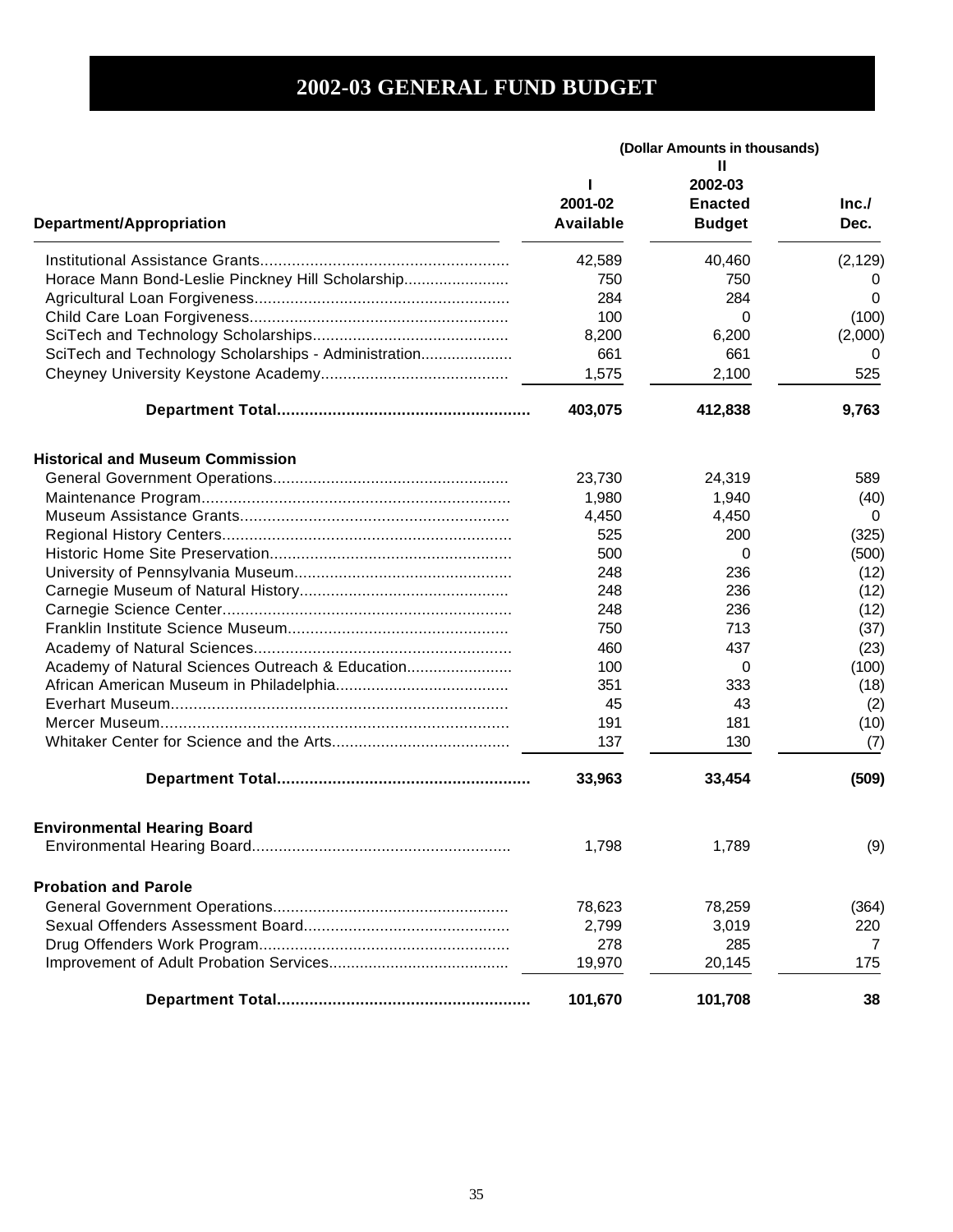# 2002-03 GENERAL FUND BUDGET

(Dollar Amounts in thousands)

| Department/Appropriation | I 2001-02 Available | II 2002-03 Enacted Budget | Inc./ Dec. |
|---|---|---|---|
| Institutional Assistance Grants | 42,589 | 40,460 | (2,129) |
| Horace Mann Bond-Leslie Pinckney Hill Scholarship | 750 | 750 | 0 |
| Agricultural Loan Forgiveness | 284 | 284 | 0 |
| Child Care Loan Forgiveness | 100 | 0 | (100) |
| SciTech and Technology Scholarships | 8,200 | 6,200 | (2,000) |
| SciTech and Technology Scholarships - Administration | 661 | 661 | 0 |
| Cheyney University Keystone Academy | 1,575 | 2,100 | 525 |
| **Department Total** | **403,075** | **412,838** | **9,763** |
| **Historical and Museum Commission** | | | |
| General Government Operations | 23,730 | 24,319 | 589 |
| Maintenance Program | 1,980 | 1,940 | (40) |
| Museum Assistance Grants | 4,450 | 4,450 | 0 |
| Regional History Centers | 525 | 200 | (325) |
| Historic Home Site Preservation | 500 | 0 | (500) |
| University of Pennsylvania Museum | 248 | 236 | (12) |
| Carnegie Museum of Natural History | 248 | 236 | (12) |
| Carnegie Science Center | 248 | 236 | (12) |
| Franklin Institute Science Museum | 750 | 713 | (37) |
| Academy of Natural Sciences | 460 | 437 | (23) |
| Academy of Natural Sciences Outreach & Education | 100 | 0 | (100) |
| African American Museum in Philadelphia | 351 | 333 | (18) |
| Everhart Museum | 45 | 43 | (2) |
| Mercer Museum | 191 | 181 | (10) |
| Whitaker Center for Science and the Arts | 137 | 130 | (7) |
| **Department Total** | **33,963** | **33,454** | **(509)** |
| **Environmental Hearing Board** | | | |
| Environmental Hearing Board | 1,798 | 1,789 | (9) |
| **Probation and Parole** | | | |
| General Government Operations | 78,623 | 78,259 | (364) |
| Sexual Offenders Assessment Board | 2,799 | 3,019 | 220 |
| Drug Offenders Work Program | 278 | 285 | 7 |
| Improvement of Adult Probation Services | 19,970 | 20,145 | 175 |
| **Department Total** | **101,670** | **101,708** | **38** |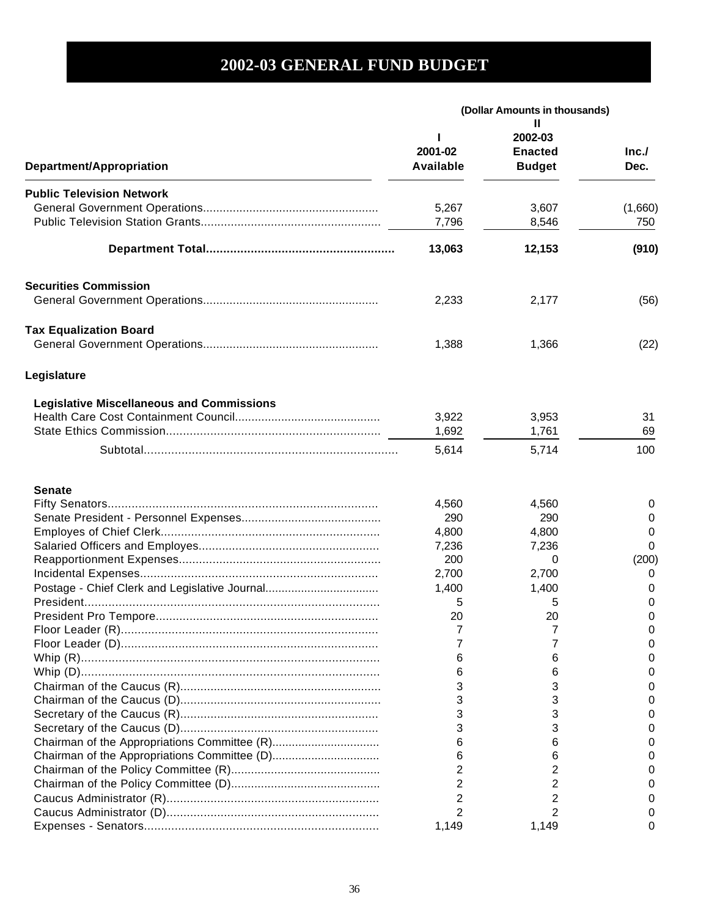# 2002-03 GENERAL FUND BUDGET

| Department/Appropriation | I<br>2001-02<br>Available | (Dollar Amounts in thousands)<br>II<br>2002-03<br>Enacted<br>Budget | Inc./<br>Dec. |
|---|---|---|---|
| **Public Television Network** | | | |
| General Government Operations | 5,267 | 3,607 | (1,660) |
| Public Television Station Grants | 7,796 | 8,546 | 750 |
| **Department Total** | **13,063** | **12,153** | **(910)** |
| **Securities Commission** | | | |
| General Government Operations | 2,233 | 2,177 | (56) |
| **Tax Equalization Board** | | | |
| General Government Operations | 1,388 | 1,366 | (22) |
| **Legislature** | | | |
| **Legislative Miscellaneous and Commissions** | | | |
| Health Care Cost Containment Council | 3,922 | 3,953 | 31 |
| State Ethics Commission | 1,692 | 1,761 | 69 |
| Subtotal | 5,614 | 5,714 | 100 |
| **Senate** | | | |
| Fifty Senators | 4,560 | 4,560 | 0 |
| Senate President - Personnel Expenses | 290 | 290 | 0 |
| Employes of Chief Clerk | 4,800 | 4,800 | 0 |
| Salaried Officers and Employes | 7,236 | 7,236 | 0 |
| Reapportionment Expenses | 200 | 0 | (200) |
| Incidental Expenses | 2,700 | 2,700 | 0 |
| Postage - Chief Clerk and Legislative Journal | 1,400 | 1,400 | 0 |
| President | 5 | 5 | 0 |
| President Pro Tempore | 20 | 20 | 0 |
| Floor Leader (R) | 7 | 7 | 0 |
| Floor Leader (D) | 7 | 7 | 0 |
| Whip (R) | 6 | 6 | 0 |
| Whip (D) | 6 | 6 | 0 |
| Chairman of the Caucus (R) | 3 | 3 | 0 |
| Chairman of the Caucus (D) | 3 | 3 | 0 |
| Secretary of the Caucus (R) | 3 | 3 | 0 |
| Secretary of the Caucus (D) | 3 | 3 | 0 |
| Chairman of the Appropriations Committee (R) | 6 | 6 | 0 |
| Chairman of the Appropriations Committee (D) | 6 | 6 | 0 |
| Chairman of the Policy Committee (R) | 2 | 2 | 0 |
| Chairman of the Policy Committee (D) | 2 | 2 | 0 |
| Caucus Administrator (R) | 2 | 2 | 0 |
| Caucus Administrator (D) | 2 | 2 | 0 |
| Expenses - Senators | 1,149 | 1,149 | 0 |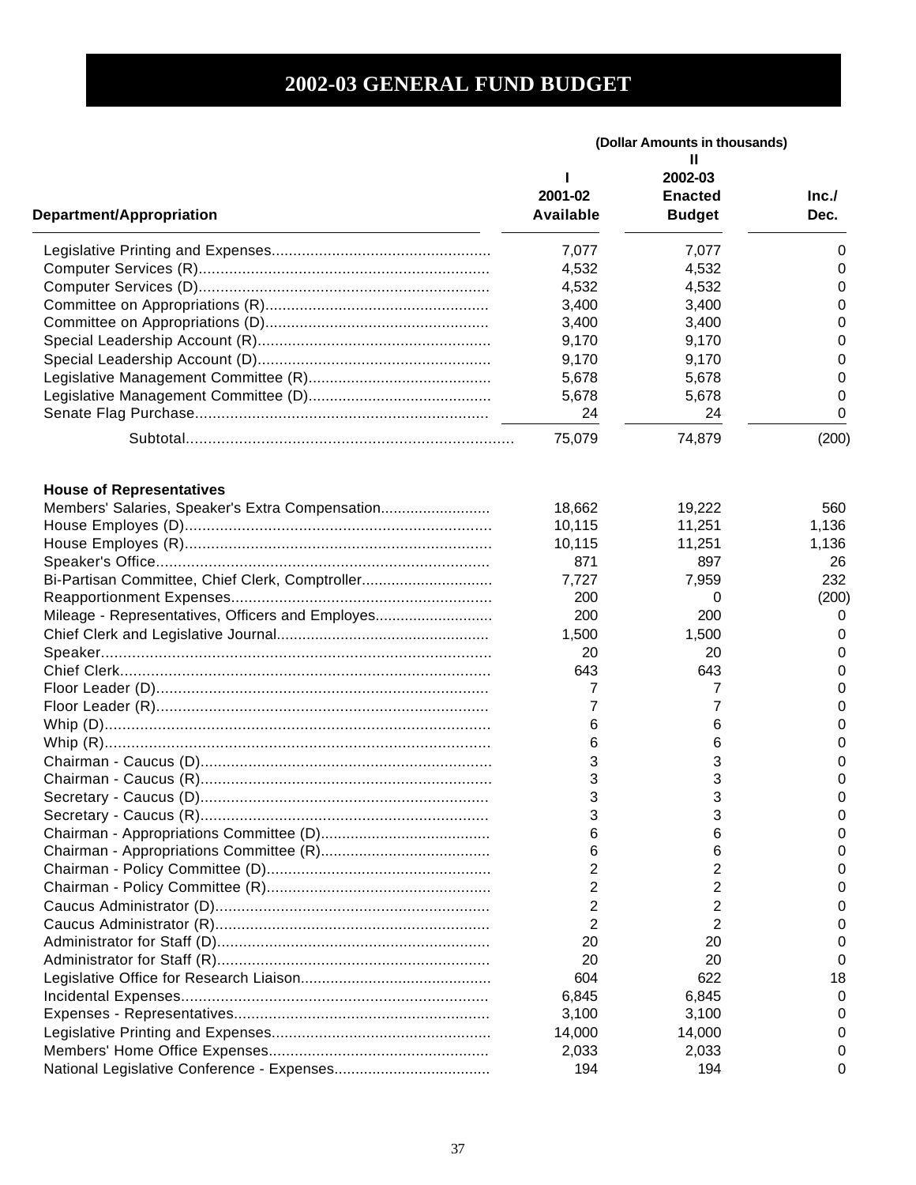# 2002-03 GENERAL FUND BUDGET

| Department/Appropriation | I<br>2001-02<br>Available | II<br>2002-03<br>Enacted<br>Budget | Inc./<br>Dec. |
|---|---|---|---|
| | (Dollar Amounts in thousands) | | |
| Legislative Printing and Expenses | 7,077 | 7,077 | 0 |
| Computer Services (R) | 4,532 | 4,532 | 0 |
| Computer Services (D) | 4,532 | 4,532 | 0 |
| Committee on Appropriations (R) | 3,400 | 3,400 | 0 |
| Committee on Appropriations (D) | 3,400 | 3,400 | 0 |
| Special Leadership Account (R) | 9,170 | 9,170 | 0 |
| Special Leadership Account (D) | 9,170 | 9,170 | 0 |
| Legislative Management Committee (R) | 5,678 | 5,678 | 0 |
| Legislative Management Committee (D) | 5,678 | 5,678 | 0 |
| Senate Flag Purchase | 24 | 24 | 0 |
| Subtotal | 75,079 | 74,879 | (200) |
| **House of Representatives** | | | |
| Members' Salaries, Speaker's Extra Compensation | 18,662 | 19,222 | 560 |
| House Employes (D) | 10,115 | 11,251 | 1,136 |
| House Employes (R) | 10,115 | 11,251 | 1,136 |
| Speaker's Office | 871 | 897 | 26 |
| Bi-Partisan Committee, Chief Clerk, Comptroller | 7,727 | 7,959 | 232 |
| Reapportionment Expenses | 200 | 0 | (200) |
| Mileage - Representatives, Officers and Employes | 200 | 200 | 0 |
| Chief Clerk and Legislative Journal | 1,500 | 1,500 | 0 |
| Speaker | 20 | 20 | 0 |
| Chief Clerk | 643 | 643 | 0 |
| Floor Leader (D) | 7 | 7 | 0 |
| Floor Leader (R) | 7 | 7 | 0 |
| Whip (D) | 6 | 6 | 0 |
| Whip (R) | 6 | 6 | 0 |
| Chairman - Caucus (D) | 3 | 3 | 0 |
| Chairman - Caucus (R) | 3 | 3 | 0 |
| Secretary - Caucus (D) | 3 | 3 | 0 |
| Secretary - Caucus (R) | 3 | 3 | 0 |
| Chairman - Appropriations Committee (D) | 6 | 6 | 0 |
| Chairman - Appropriations Committee (R) | 6 | 6 | 0 |
| Chairman - Policy Committee (D) | 2 | 2 | 0 |
| Chairman - Policy Committee (R) | 2 | 2 | 0 |
| Caucus Administrator (D) | 2 | 2 | 0 |
| Caucus Administrator (R) | 2 | 2 | 0 |
| Administrator for Staff (D) | 20 | 20 | 0 |
| Administrator for Staff (R) | 20 | 20 | 0 |
| Legislative Office for Research Liaison | 604 | 622 | 18 |
| Incidental Expenses | 6,845 | 6,845 | 0 |
| Expenses - Representatives | 3,100 | 3,100 | 0 |
| Legislative Printing and Expenses | 14,000 | 14,000 | 0 |
| Members' Home Office Expenses | 2,033 | 2,033 | 0 |
| National Legislative Conference - Expenses | 194 | 194 | 0 |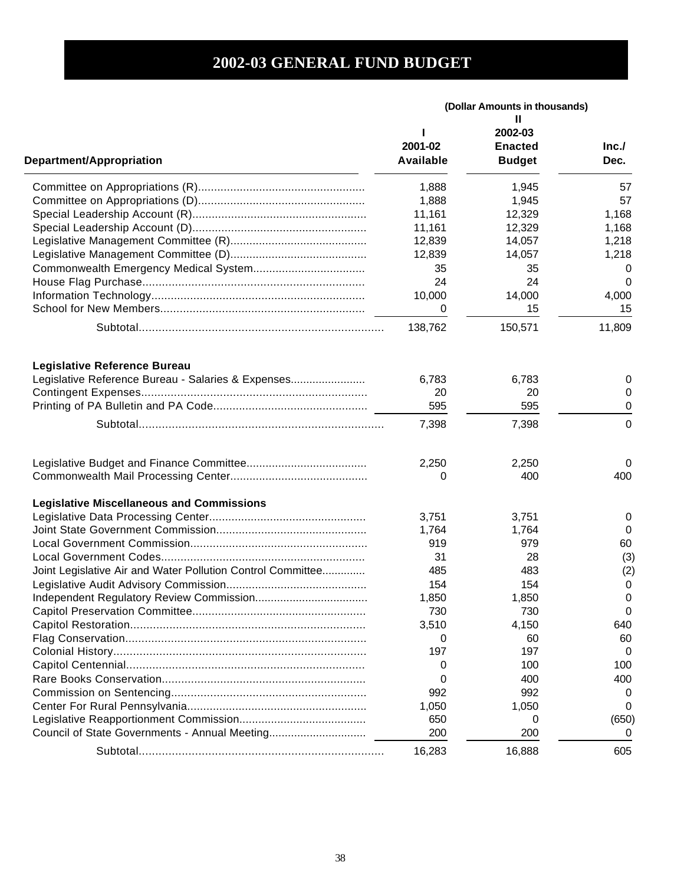# 2002-03 GENERAL FUND BUDGET

| Department/Appropriation | I 2001-02 Available | II 2002-03 Enacted Budget | Inc./ Dec. |
|---|---|---|---|
| | (Dollar Amounts in thousands) | | |
| Committee on Appropriations (R) | 1,888 | 1,945 | 57 |
| Committee on Appropriations (D) | 1,888 | 1,945 | 57 |
| Special Leadership Account (R) | 11,161 | 12,329 | 1,168 |
| Special Leadership Account (D) | 11,161 | 12,329 | 1,168 |
| Legislative Management Committee (R) | 12,839 | 14,057 | 1,218 |
| Legislative Management Committee (D) | 12,839 | 14,057 | 1,218 |
| Commonwealth Emergency Medical System | 35 | 35 | 0 |
| House Flag Purchase | 24 | 24 | 0 |
| Information Technology | 10,000 | 14,000 | 4,000 |
| School for New Members | 0 | 15 | 15 |
| Subtotal | 138,762 | 150,571 | 11,809 |
| **Legislative Reference Bureau** | | | |
| Legislative Reference Bureau - Salaries & Expenses | 6,783 | 6,783 | 0 |
| Contingent Expenses | 20 | 20 | 0 |
| Printing of PA Bulletin and PA Code | 595 | 595 | 0 |
| Subtotal | 7,398 | 7,398 | 0 |
| Legislative Budget and Finance Committee | 2,250 | 2,250 | 0 |
| Commonwealth Mail Processing Center | 0 | 400 | 400 |
| **Legislative Miscellaneous and Commissions** | | | |
| Legislative Data Processing Center | 3,751 | 3,751 | 0 |
| Joint State Government Commission | 1,764 | 1,764 | 0 |
| Local Government Commission | 919 | 979 | 60 |
| Local Government Codes | 31 | 28 | (3) |
| Joint Legislative Air and Water Pollution Control Committee | 485 | 483 | (2) |
| Legislative Audit Advisory Commission | 154 | 154 | 0 |
| Independent Regulatory Review Commission | 1,850 | 1,850 | 0 |
| Capitol Preservation Committee | 730 | 730 | 0 |
| Capitol Restoration | 3,510 | 4,150 | 640 |
| Flag Conservation | 0 | 60 | 60 |
| Colonial History | 197 | 197 | 0 |
| Capitol Centennial | 0 | 100 | 100 |
| Rare Books Conservation | 0 | 400 | 400 |
| Commission on Sentencing | 992 | 992 | 0 |
| Center For Rural Pennsylvania | 1,050 | 1,050 | 0 |
| Legislative Reapportionment Commission | 650 | 0 | (650) |
| Council of State Governments - Annual Meeting | 200 | 200 | 0 |
| Subtotal | 16,283 | 16,888 | 605 |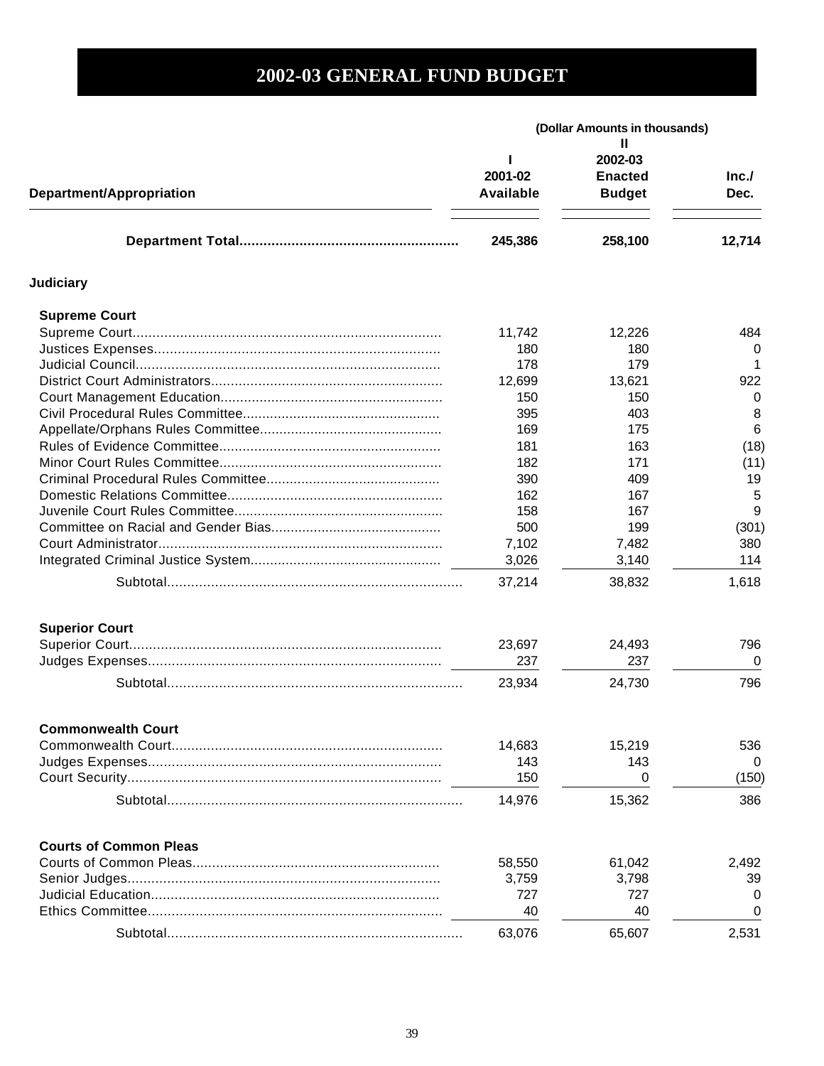# 2002-03 GENERAL FUND BUDGET

| Department/Appropriation | (Dollar Amounts in thousands) I 2001-02 Available | II 2002-03 Enacted Budget | Inc./ Dec. |
|---|---|---|---|
| **Department Total** | **245,386** | **258,100** | **12,714** |
| **Judiciary** | | | |
| **Supreme Court** | | | |
| Supreme Court | 11,742 | 12,226 | 484 |
| Justices Expenses | 180 | 180 | 0 |
| Judicial Council | 178 | 179 | 1 |
| District Court Administrators | 12,699 | 13,621 | 922 |
| Court Management Education | 150 | 150 | 0 |
| Civil Procedural Rules Committee | 395 | 403 | 8 |
| Appellate/Orphans Rules Committee | 169 | 175 | 6 |
| Rules of Evidence Committee | 181 | 163 | (18) |
| Minor Court Rules Committee | 182 | 171 | (11) |
| Criminal Procedural Rules Committee | 390 | 409 | 19 |
| Domestic Relations Committee | 162 | 167 | 5 |
| Juvenile Court Rules Committee | 158 | 167 | 9 |
| Committee on Racial and Gender Bias | 500 | 199 | (301) |
| Court Administrator | 7,102 | 7,482 | 380 |
| Integrated Criminal Justice System | 3,026 | 3,140 | 114 |
| Subtotal | 37,214 | 38,832 | 1,618 |
| **Superior Court** | | | |
| Superior Court | 23,697 | 24,493 | 796 |
| Judges Expenses | 237 | 237 | 0 |
| Subtotal | 23,934 | 24,730 | 796 |
| **Commonwealth Court** | | | |
| Commonwealth Court | 14,683 | 15,219 | 536 |
| Judges Expenses | 143 | 143 | 0 |
| Court Security | 150 | 0 | (150) |
| Subtotal | 14,976 | 15,362 | 386 |
| **Courts of Common Pleas** | | | |
| Courts of Common Pleas | 58,550 | 61,042 | 2,492 |
| Senior Judges | 3,759 | 3,798 | 39 |
| Judicial Education | 727 | 727 | 0 |
| Ethics Committee | 40 | 40 | 0 |
| Subtotal | 63,076 | 65,607 | 2,531 |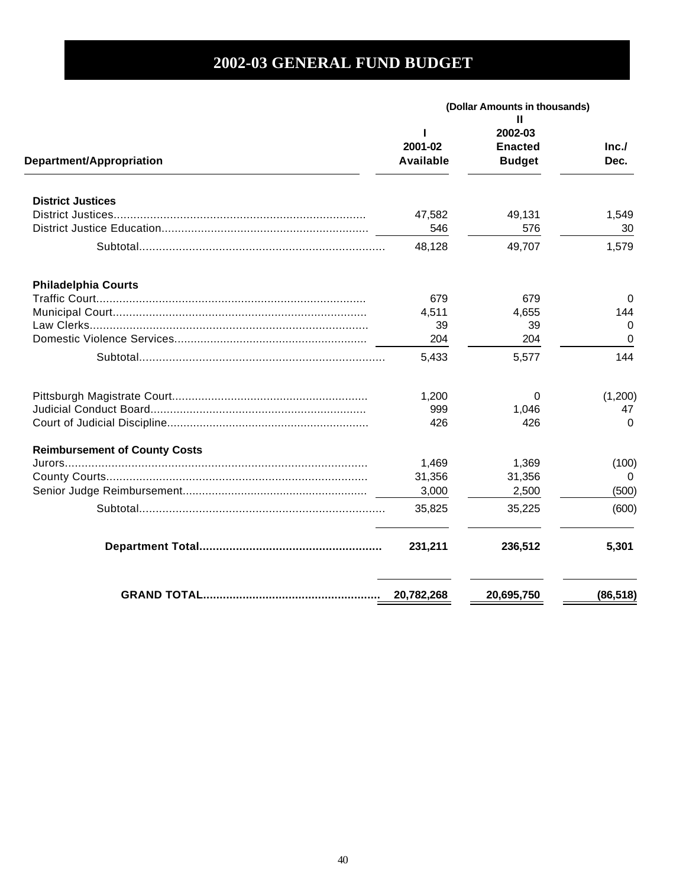# 2002-03 GENERAL FUND BUDGET

| | (Dollar Amounts in thousands) | | |
|---|---|---|---|
| Department/Appropriation | I<br>2001-02<br>Available | II<br>2002-03<br>Enacted<br>Budget | Inc./<br>Dec. |
| **District Justices** | | | |
| District Justices | 47,582 | 49,131 | 1,549 |
| District Justice Education | 546 | 576 | 30 |
| Subtotal | 48,128 | 49,707 | 1,579 |
| **Philadelphia Courts** | | | |
| Traffic Court | 679 | 679 | 0 |
| Municipal Court | 4,511 | 4,655 | 144 |
| Law Clerks | 39 | 39 | 0 |
| Domestic Violence Services | 204 | 204 | 0 |
| Subtotal | 5,433 | 5,577 | 144 |
| Pittsburgh Magistrate Court | 1,200 | 0 | (1,200) |
| Judicial Conduct Board | 999 | 1,046 | 47 |
| Court of Judicial Discipline | 426 | 426 | 0 |
| **Reimbursement of County Costs** | | | |
| Jurors | 1,469 | 1,369 | (100) |
| County Courts | 31,356 | 31,356 | 0 |
| Senior Judge Reimbursement | 3,000 | 2,500 | (500) |
| Subtotal | 35,825 | 35,225 | (600) |
| **Department Total** | **231,211** | **236,512** | **5,301** |
| **GRAND TOTAL** | **20,782,268** | **20,695,750** | **(86,518)** |